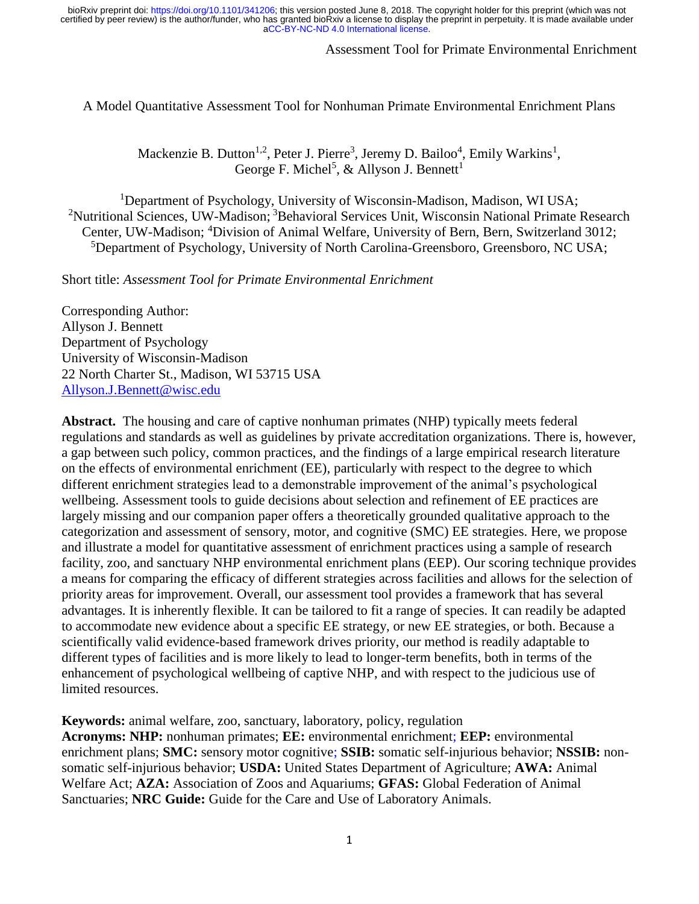# A Model Quantitative Assessment Tool for Nonhuman Primate Environmental Enrichment Plans

Mackenzie B. Dutton[1,2], Peter J. Pierre[3], Jeremy D. Bailoo[4], Emily Warkins[1], George F. Michel[5], & Allyson J. Bennett[1]

[1]Department of Psychology, University of Wisconsin-Madison, Madison, WI USA; [2]Nutritional Sciences, UW-Madison; [3]Behavioral Services Unit, Wisconsin National Primate Research Center, UW-Madison; [4]Division of Animal Welfare, University of Bern, Bern, Switzerland 3012; [5]Department of Psychology, University of North Carolina-Greensboro, Greensboro, NC USA;

Short title: *Assessment Tool for Primate Environmental Enrichment*

Corresponding Author:
Allyson J. Bennett
Department of Psychology
University of Wisconsin-Madison
22 North Charter St., Madison, WI 53715 USA
Allyson.J.Bennett@wisc.edu

**Abstract.** The housing and care of captive nonhuman primates (NHP) typically meets federal regulations and standards as well as guidelines by private accreditation organizations. There is, however, a gap between such policy, common practices, and the findings of a large empirical research literature on the effects of environmental enrichment (EE), particularly with respect to the degree to which different enrichment strategies lead to a demonstrable improvement of the animal's psychological wellbeing. Assessment tools to guide decisions about selection and refinement of EE practices are largely missing and our companion paper offers a theoretically grounded qualitative approach to the categorization and assessment of sensory, motor, and cognitive (SMC) EE strategies. Here, we propose and illustrate a model for quantitative assessment of enrichment practices using a sample of research facility, zoo, and sanctuary NHP environmental enrichment plans (EEP). Our scoring technique provides a means for comparing the efficacy of different strategies across facilities and allows for the selection of priority areas for improvement. Overall, our assessment tool provides a framework that has several advantages. It is inherently flexible. It can be tailored to fit a range of species. It can readily be adapted to accommodate new evidence about a specific EE strategy, or new EE strategies, or both. Because a scientifically valid evidence-based framework drives priority, our method is readily adaptable to different types of facilities and is more likely to lead to longer-term benefits, both in terms of the enhancement of psychological wellbeing of captive NHP, and with respect to the judicious use of limited resources.

**Keywords:** animal welfare, zoo, sanctuary, laboratory, policy, regulation
**Acronyms: NHP:** nonhuman primates; **EE:** environmental enrichment; **EEP:** environmental enrichment plans; **SMC:** sensory motor cognitive; **SSIB:** somatic self-injurious behavior; **NSSIB:** non-somatic self-injurious behavior; **USDA:** United States Department of Agriculture; **AWA:** Animal Welfare Act; **AZA:** Association of Zoos and Aquariums; **GFAS:** Global Federation of Animal Sanctuaries; **NRC Guide:** Guide for the Care and Use of Laboratory Animals.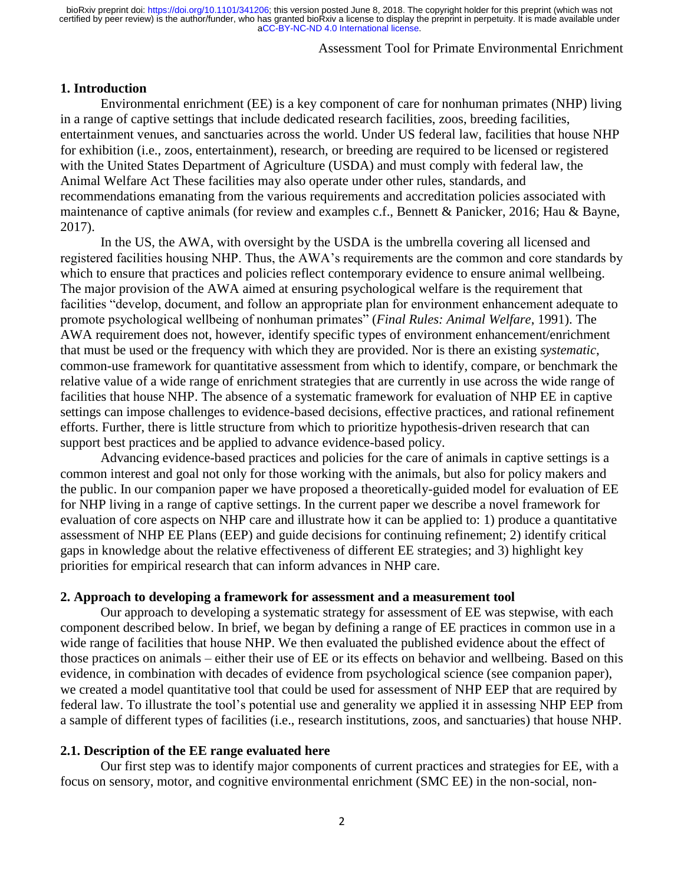## 1. Introduction

Environmental enrichment (EE) is a key component of care for nonhuman primates (NHP) living in a range of captive settings that include dedicated research facilities, zoos, breeding facilities, entertainment venues, and sanctuaries across the world. Under US federal law, facilities that house NHP for exhibition (i.e., zoos, entertainment), research, or breeding are required to be licensed or registered with the United States Department of Agriculture (USDA) and must comply with federal law, the Animal Welfare Act These facilities may also operate under other rules, standards, and recommendations emanating from the various requirements and accreditation policies associated with maintenance of captive animals (for review and examples c.f., Bennett & Panicker, 2016; Hau & Bayne, 2017).

In the US, the AWA, with oversight by the USDA is the umbrella covering all licensed and registered facilities housing NHP. Thus, the AWA's requirements are the common and core standards by which to ensure that practices and policies reflect contemporary evidence to ensure animal wellbeing. The major provision of the AWA aimed at ensuring psychological welfare is the requirement that facilities "develop, document, and follow an appropriate plan for environment enhancement adequate to promote psychological wellbeing of nonhuman primates" (*Final Rules: Animal Welfare*, 1991). The AWA requirement does not, however, identify specific types of environment enhancement/enrichment that must be used or the frequency with which they are provided. Nor is there an existing *systematic*, common-use framework for quantitative assessment from which to identify, compare, or benchmark the relative value of a wide range of enrichment strategies that are currently in use across the wide range of facilities that house NHP. The absence of a systematic framework for evaluation of NHP EE in captive settings can impose challenges to evidence-based decisions, effective practices, and rational refinement efforts. Further, there is little structure from which to prioritize hypothesis-driven research that can support best practices and be applied to advance evidence-based policy.

Advancing evidence-based practices and policies for the care of animals in captive settings is a common interest and goal not only for those working with the animals, but also for policy makers and the public. In our companion paper we have proposed a theoretically-guided model for evaluation of EE for NHP living in a range of captive settings. In the current paper we describe a novel framework for evaluation of core aspects on NHP care and illustrate how it can be applied to: 1) produce a quantitative assessment of NHP EE Plans (EEP) and guide decisions for continuing refinement; 2) identify critical gaps in knowledge about the relative effectiveness of different EE strategies; and 3) highlight key priorities for empirical research that can inform advances in NHP care.

## 2. Approach to developing a framework for assessment and a measurement tool

Our approach to developing a systematic strategy for assessment of EE was stepwise, with each component described below. In brief, we began by defining a range of EE practices in common use in a wide range of facilities that house NHP. We then evaluated the published evidence about the effect of those practices on animals – either their use of EE or its effects on behavior and wellbeing. Based on this evidence, in combination with decades of evidence from psychological science (see companion paper), we created a model quantitative tool that could be used for assessment of NHP EEP that are required by federal law. To illustrate the tool's potential use and generality we applied it in assessing NHP EEP from a sample of different types of facilities (i.e., research institutions, zoos, and sanctuaries) that house NHP.

### 2.1. Description of the EE range evaluated here

Our first step was to identify major components of current practices and strategies for EE, with a focus on sensory, motor, and cognitive environmental enrichment (SMC EE) in the non-social, non-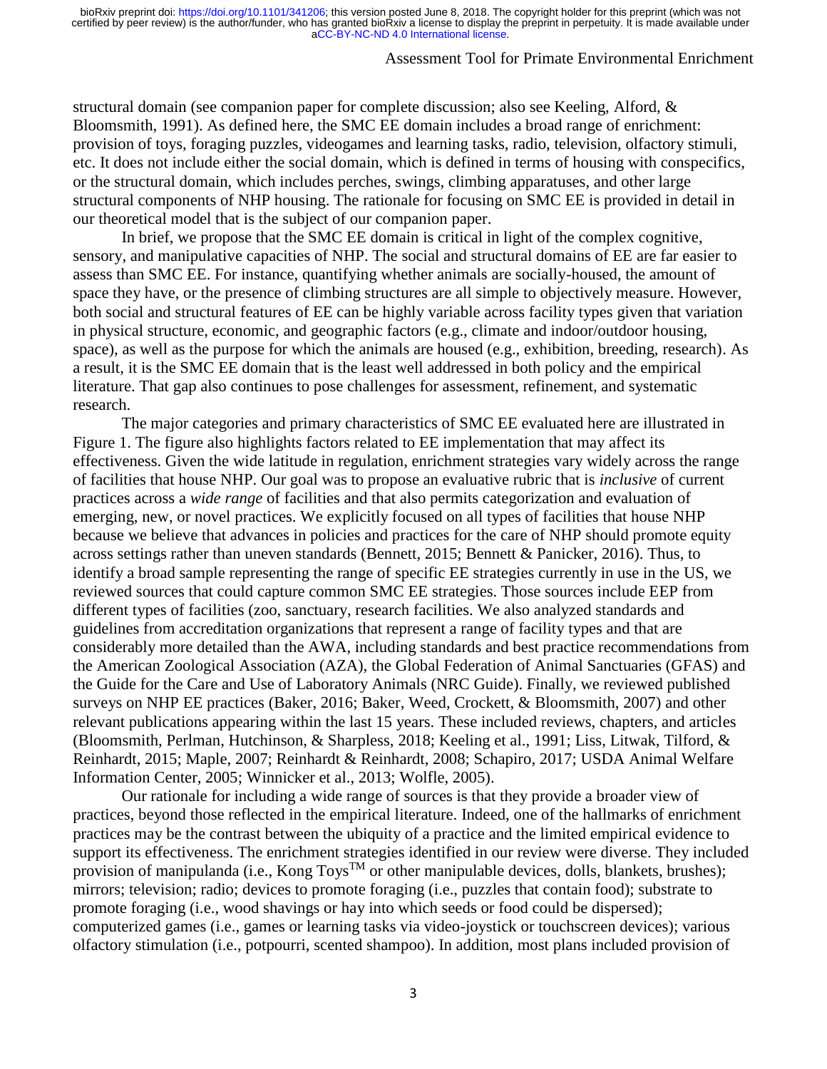structural domain (see companion paper for complete discussion; also see Keeling, Alford, & Bloomsmith, 1991). As defined here, the SMC EE domain includes a broad range of enrichment: provision of toys, foraging puzzles, videogames and learning tasks, radio, television, olfactory stimuli, etc. It does not include either the social domain, which is defined in terms of housing with conspecifics, or the structural domain, which includes perches, swings, climbing apparatuses, and other large structural components of NHP housing. The rationale for focusing on SMC EE is provided in detail in our theoretical model that is the subject of our companion paper.

In brief, we propose that the SMC EE domain is critical in light of the complex cognitive, sensory, and manipulative capacities of NHP. The social and structural domains of EE are far easier to assess than SMC EE. For instance, quantifying whether animals are socially-housed, the amount of space they have, or the presence of climbing structures are all simple to objectively measure. However, both social and structural features of EE can be highly variable across facility types given that variation in physical structure, economic, and geographic factors (e.g., climate and indoor/outdoor housing, space), as well as the purpose for which the animals are housed (e.g., exhibition, breeding, research). As a result, it is the SMC EE domain that is the least well addressed in both policy and the empirical literature. That gap also continues to pose challenges for assessment, refinement, and systematic research.

The major categories and primary characteristics of SMC EE evaluated here are illustrated in Figure 1. The figure also highlights factors related to EE implementation that may affect its effectiveness. Given the wide latitude in regulation, enrichment strategies vary widely across the range of facilities that house NHP. Our goal was to propose an evaluative rubric that is *inclusive* of current practices across a *wide range* of facilities and that also permits categorization and evaluation of emerging, new, or novel practices. We explicitly focused on all types of facilities that house NHP because we believe that advances in policies and practices for the care of NHP should promote equity across settings rather than uneven standards (Bennett, 2015; Bennett & Panicker, 2016). Thus, to identify a broad sample representing the range of specific EE strategies currently in use in the US, we reviewed sources that could capture common SMC EE strategies. Those sources include EEP from different types of facilities (zoo, sanctuary, research facilities. We also analyzed standards and guidelines from accreditation organizations that represent a range of facility types and that are considerably more detailed than the AWA, including standards and best practice recommendations from the American Zoological Association (AZA), the Global Federation of Animal Sanctuaries (GFAS) and the Guide for the Care and Use of Laboratory Animals (NRC Guide). Finally, we reviewed published surveys on NHP EE practices (Baker, 2016; Baker, Weed, Crockett, & Bloomsmith, 2007) and other relevant publications appearing within the last 15 years. These included reviews, chapters, and articles (Bloomsmith, Perlman, Hutchinson, & Sharpless, 2018; Keeling et al., 1991; Liss, Litwak, Tilford, & Reinhardt, 2015; Maple, 2007; Reinhardt & Reinhardt, 2008; Schapiro, 2017; USDA Animal Welfare Information Center, 2005; Winnicker et al., 2013; Wolfle, 2005).

Our rationale for including a wide range of sources is that they provide a broader view of practices, beyond those reflected in the empirical literature. Indeed, one of the hallmarks of enrichment practices may be the contrast between the ubiquity of a practice and the limited empirical evidence to support its effectiveness. The enrichment strategies identified in our review were diverse. They included provision of manipulanda (i.e., Kong Toys™ or other manipulable devices, dolls, blankets, brushes); mirrors; television; radio; devices to promote foraging (i.e., puzzles that contain food); substrate to promote foraging (i.e., wood shavings or hay into which seeds or food could be dispersed); computerized games (i.e., games or learning tasks via video-joystick or touchscreen devices); various olfactory stimulation (i.e., potpourri, scented shampoo). In addition, most plans included provision of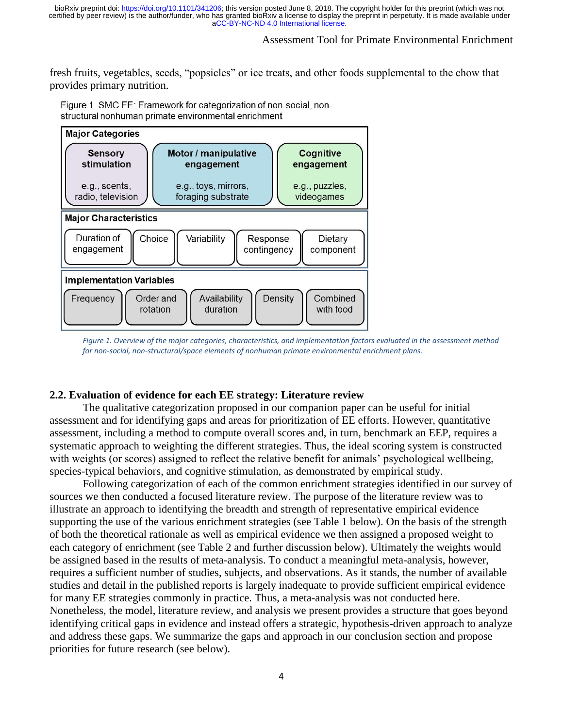fresh fruits, vegetables, seeds, "popsicles" or ice treats, and other foods supplemental to the chow that provides primary nutrition.

Figure 1. SMC EE: Framework for categorization of non-social, non-structural nonhuman primate environmental enrichment

| Major Categories | | |
|---|---|---|
| **Sensory stimulation** e.g., scents, radio, television | **Motor / manipulative engagement** e.g., toys, mirrors, foraging substrate | **Cognitive engagement** e.g., puzzles, videogames |

| Major Characteristics | | | | |
|---|---|---|---|---|
| Duration of engagement | Choice | Variability | Response contingency | Dietary component |

| Implementation Variables | | | | |
|---|---|---|---|---|
| Frequency | Order and rotation | Availability duration | Density | Combined with food |

*Figure 1. Overview of the major categories, characteristics, and implementation factors evaluated in the assessment method for non-social, non-structural/space elements of nonhuman primate environmental enrichment plans.*

## 2.2. Evaluation of evidence for each EE strategy: Literature review

The qualitative categorization proposed in our companion paper can be useful for initial assessment and for identifying gaps and areas for prioritization of EE efforts. However, quantitative assessment, including a method to compute overall scores and, in turn, benchmark an EEP, requires a systematic approach to weighting the different strategies. Thus, the ideal scoring system is constructed with weights (or scores) assigned to reflect the relative benefit for animals' psychological wellbeing, species-typical behaviors, and cognitive stimulation, as demonstrated by empirical study.

Following categorization of each of the common enrichment strategies identified in our survey of sources we then conducted a focused literature review. The purpose of the literature review was to illustrate an approach to identifying the breadth and strength of representative empirical evidence supporting the use of the various enrichment strategies (see Table 1 below). On the basis of the strength of both the theoretical rationale as well as empirical evidence we then assigned a proposed weight to each category of enrichment (see Table 2 and further discussion below). Ultimately the weights would be assigned based in the results of meta-analysis. To conduct a meaningful meta-analysis, however, requires a sufficient number of studies, subjects, and observations. As it stands, the number of available studies and detail in the published reports is largely inadequate to provide sufficient empirical evidence for many EE strategies commonly in practice. Thus, a meta-analysis was not conducted here. Nonetheless, the model, literature review, and analysis we present provides a structure that goes beyond identifying critical gaps in evidence and instead offers a strategic, hypothesis-driven approach to analyze and address these gaps. We summarize the gaps and approach in our conclusion section and propose priorities for future research (see below).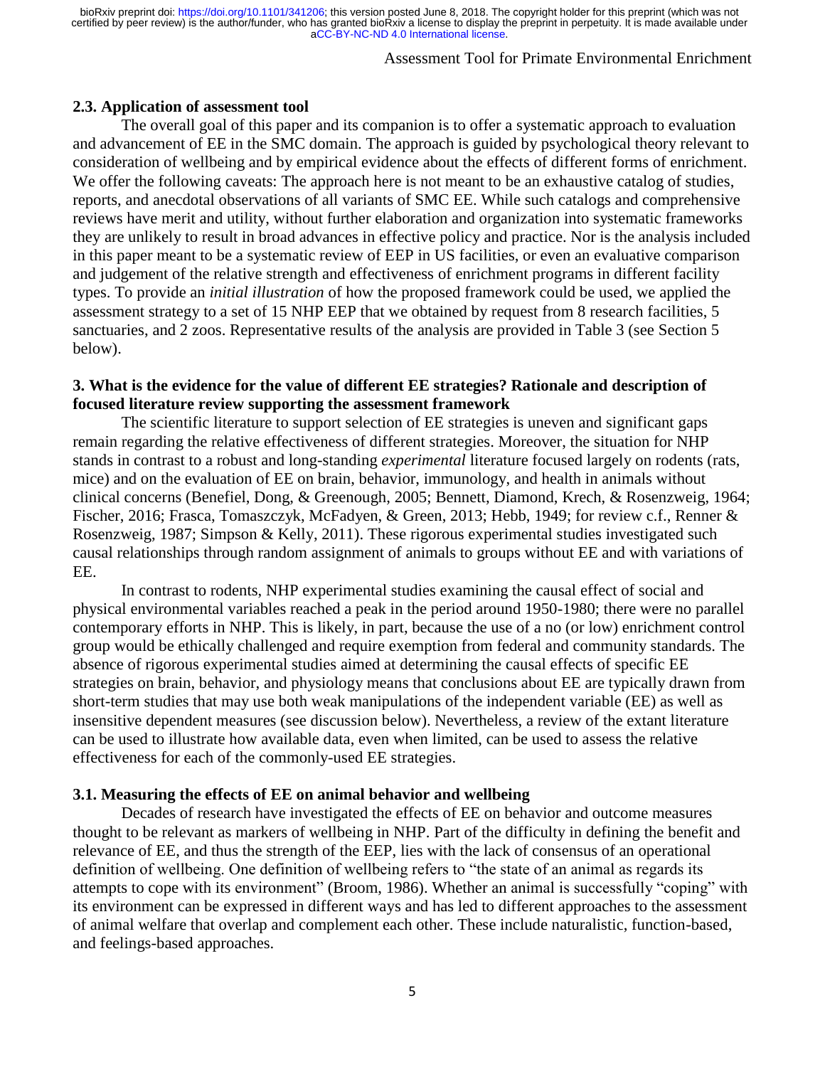### 2.3. Application of assessment tool

The overall goal of this paper and its companion is to offer a systematic approach to evaluation and advancement of EE in the SMC domain. The approach is guided by psychological theory relevant to consideration of wellbeing and by empirical evidence about the effects of different forms of enrichment. We offer the following caveats: The approach here is not meant to be an exhaustive catalog of studies, reports, and anecdotal observations of all variants of SMC EE. While such catalogs and comprehensive reviews have merit and utility, without further elaboration and organization into systematic frameworks they are unlikely to result in broad advances in effective policy and practice. Nor is the analysis included in this paper meant to be a systematic review of EEP in US facilities, or even an evaluative comparison and judgement of the relative strength and effectiveness of enrichment programs in different facility types. To provide an *initial illustration* of how the proposed framework could be used, we applied the assessment strategy to a set of 15 NHP EEP that we obtained by request from 8 research facilities, 5 sanctuaries, and 2 zoos. Representative results of the analysis are provided in Table 3 (see Section 5 below).

## 3. What is the evidence for the value of different EE strategies? Rationale and description of focused literature review supporting the assessment framework

The scientific literature to support selection of EE strategies is uneven and significant gaps remain regarding the relative effectiveness of different strategies. Moreover, the situation for NHP stands in contrast to a robust and long-standing *experimental* literature focused largely on rodents (rats, mice) and on the evaluation of EE on brain, behavior, immunology, and health in animals without clinical concerns (Benefiel, Dong, & Greenough, 2005; Bennett, Diamond, Krech, & Rosenzweig, 1964; Fischer, 2016; Frasca, Tomaszczyk, McFadyen, & Green, 2013; Hebb, 1949; for review c.f., Renner & Rosenzweig, 1987; Simpson & Kelly, 2011). These rigorous experimental studies investigated such causal relationships through random assignment of animals to groups without EE and with variations of EE.

In contrast to rodents, NHP experimental studies examining the causal effect of social and physical environmental variables reached a peak in the period around 1950-1980; there were no parallel contemporary efforts in NHP. This is likely, in part, because the use of a no (or low) enrichment control group would be ethically challenged and require exemption from federal and community standards. The absence of rigorous experimental studies aimed at determining the causal effects of specific EE strategies on brain, behavior, and physiology means that conclusions about EE are typically drawn from short-term studies that may use both weak manipulations of the independent variable (EE) as well as insensitive dependent measures (see discussion below). Nevertheless, a review of the extant literature can be used to illustrate how available data, even when limited, can be used to assess the relative effectiveness for each of the commonly-used EE strategies.

### 3.1. Measuring the effects of EE on animal behavior and wellbeing

Decades of research have investigated the effects of EE on behavior and outcome measures thought to be relevant as markers of wellbeing in NHP. Part of the difficulty in defining the benefit and relevance of EE, and thus the strength of the EEP, lies with the lack of consensus of an operational definition of wellbeing. One definition of wellbeing refers to "the state of an animal as regards its attempts to cope with its environment" (Broom, 1986). Whether an animal is successfully "coping" with its environment can be expressed in different ways and has led to different approaches to the assessment of animal welfare that overlap and complement each other. These include naturalistic, function-based, and feelings-based approaches.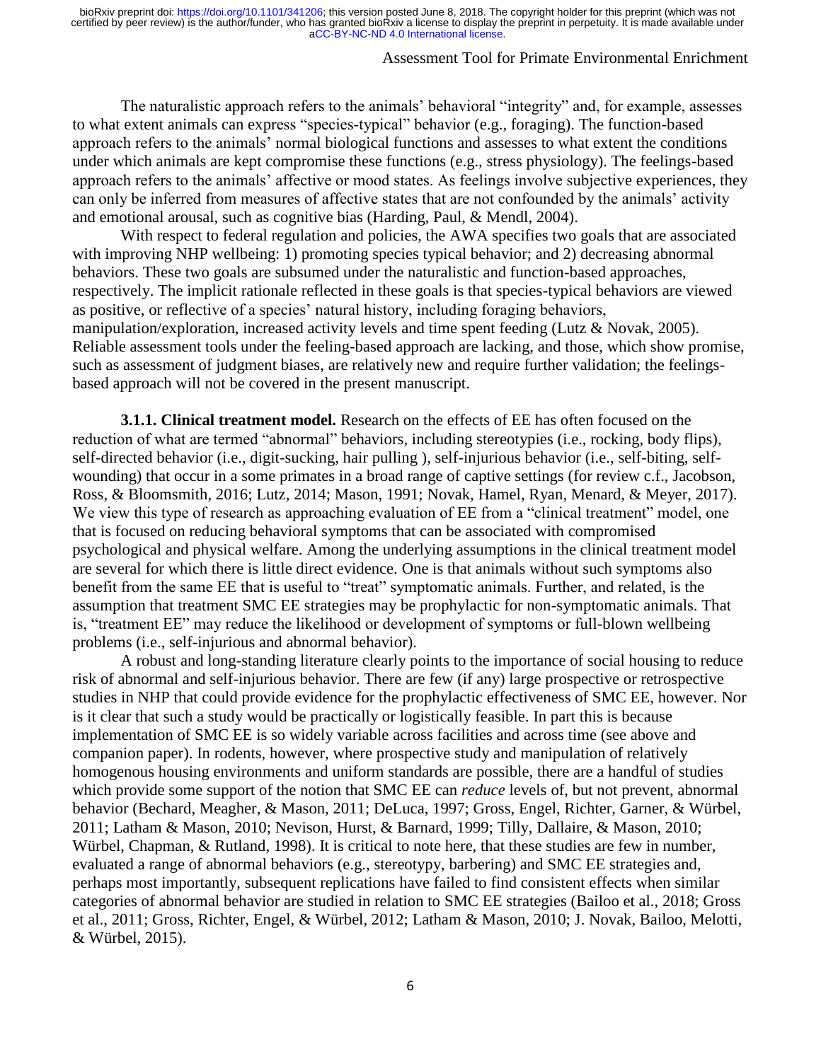The naturalistic approach refers to the animals' behavioral "integrity" and, for example, assesses to what extent animals can express "species-typical" behavior (e.g., foraging). The function-based approach refers to the animals' normal biological functions and assesses to what extent the conditions under which animals are kept compromise these functions (e.g., stress physiology). The feelings-based approach refers to the animals' affective or mood states. As feelings involve subjective experiences, they can only be inferred from measures of affective states that are not confounded by the animals' activity and emotional arousal, such as cognitive bias (Harding, Paul, & Mendl, 2004).

With respect to federal regulation and policies, the AWA specifies two goals that are associated with improving NHP wellbeing: 1) promoting species typical behavior; and 2) decreasing abnormal behaviors. These two goals are subsumed under the naturalistic and function-based approaches, respectively. The implicit rationale reflected in these goals is that species-typical behaviors are viewed as positive, or reflective of a species' natural history, including foraging behaviors, manipulation/exploration, increased activity levels and time spent feeding (Lutz & Novak, 2005). Reliable assessment tools under the feeling-based approach are lacking, and those, which show promise, such as assessment of judgment biases, are relatively new and require further validation; the feelings-based approach will not be covered in the present manuscript.

**3.1.1. Clinical treatment model.** Research on the effects of EE has often focused on the reduction of what are termed "abnormal" behaviors, including stereotypies (i.e., rocking, body flips), self-directed behavior (i.e., digit-sucking, hair pulling ), self-injurious behavior (i.e., self-biting, self-wounding) that occur in a some primates in a broad range of captive settings (for review c.f., Jacobson, Ross, & Bloomsmith, 2016; Lutz, 2014; Mason, 1991; Novak, Hamel, Ryan, Menard, & Meyer, 2017). We view this type of research as approaching evaluation of EE from a "clinical treatment" model, one that is focused on reducing behavioral symptoms that can be associated with compromised psychological and physical welfare. Among the underlying assumptions in the clinical treatment model are several for which there is little direct evidence. One is that animals without such symptoms also benefit from the same EE that is useful to "treat" symptomatic animals. Further, and related, is the assumption that treatment SMC EE strategies may be prophylactic for non-symptomatic animals. That is, "treatment EE" may reduce the likelihood or development of symptoms or full-blown wellbeing problems (i.e., self-injurious and abnormal behavior).

A robust and long-standing literature clearly points to the importance of social housing to reduce risk of abnormal and self-injurious behavior. There are few (if any) large prospective or retrospective studies in NHP that could provide evidence for the prophylactic effectiveness of SMC EE, however. Nor is it clear that such a study would be practically or logistically feasible. In part this is because implementation of SMC EE is so widely variable across facilities and across time (see above and companion paper). In rodents, however, where prospective study and manipulation of relatively homogenous housing environments and uniform standards are possible, there are a handful of studies which provide some support of the notion that SMC EE can *reduce* levels of, but not prevent, abnormal behavior (Bechard, Meagher, & Mason, 2011; DeLuca, 1997; Gross, Engel, Richter, Garner, & Würbel, 2011; Latham & Mason, 2010; Nevison, Hurst, & Barnard, 1999; Tilly, Dallaire, & Mason, 2010; Würbel, Chapman, & Rutland, 1998). It is critical to note here, that these studies are few in number, evaluated a range of abnormal behaviors (e.g., stereotypy, barbering) and SMC EE strategies and, perhaps most importantly, subsequent replications have failed to find consistent effects when similar categories of abnormal behavior are studied in relation to SMC EE strategies (Bailoo et al., 2018; Gross et al., 2011; Gross, Richter, Engel, & Würbel, 2012; Latham & Mason, 2010; J. Novak, Bailoo, Melotti, & Würbel, 2015).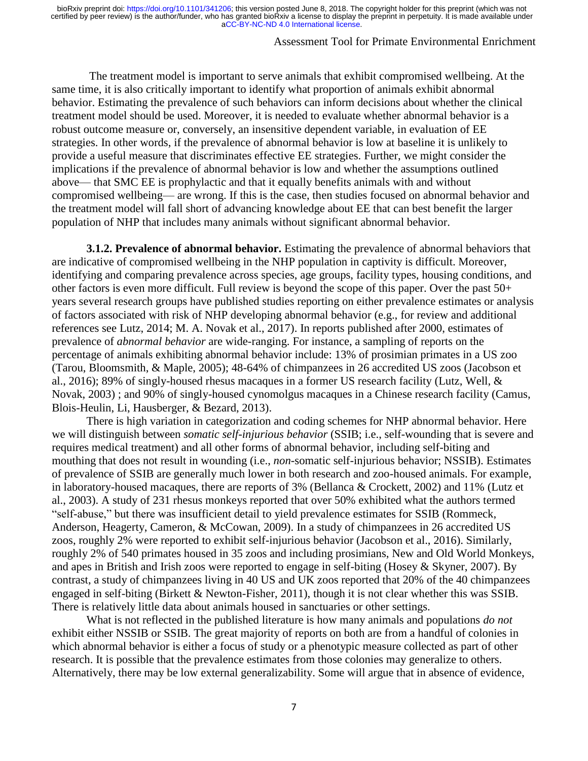The treatment model is important to serve animals that exhibit compromised wellbeing. At the same time, it is also critically important to identify what proportion of animals exhibit abnormal behavior. Estimating the prevalence of such behaviors can inform decisions about whether the clinical treatment model should be used. Moreover, it is needed to evaluate whether abnormal behavior is a robust outcome measure or, conversely, an insensitive dependent variable, in evaluation of EE strategies. In other words, if the prevalence of abnormal behavior is low at baseline it is unlikely to provide a useful measure that discriminates effective EE strategies. Further, we might consider the implications if the prevalence of abnormal behavior is low and whether the assumptions outlined above— that SMC EE is prophylactic and that it equally benefits animals with and without compromised wellbeing— are wrong. If this is the case, then studies focused on abnormal behavior and the treatment model will fall short of advancing knowledge about EE that can best benefit the larger population of NHP that includes many animals without significant abnormal behavior.

**3.1.2. Prevalence of abnormal behavior.** Estimating the prevalence of abnormal behaviors that are indicative of compromised wellbeing in the NHP population in captivity is difficult. Moreover, identifying and comparing prevalence across species, age groups, facility types, housing conditions, and other factors is even more difficult. Full review is beyond the scope of this paper. Over the past 50+ years several research groups have published studies reporting on either prevalence estimates or analysis of factors associated with risk of NHP developing abnormal behavior (e.g., for review and additional references see Lutz, 2014; M. A. Novak et al., 2017). In reports published after 2000, estimates of prevalence of *abnormal behavior* are wide-ranging. For instance, a sampling of reports on the percentage of animals exhibiting abnormal behavior include: 13% of prosimian primates in a US zoo (Tarou, Bloomsmith, & Maple, 2005); 48-64% of chimpanzees in 26 accredited US zoos (Jacobson et al., 2016); 89% of singly-housed rhesus macaques in a former US research facility (Lutz, Well, & Novak, 2003) ; and 90% of singly-housed cynomolgus macaques in a Chinese research facility (Camus, Blois-Heulin, Li, Hausberger, & Bezard, 2013).

There is high variation in categorization and coding schemes for NHP abnormal behavior. Here we will distinguish between *somatic self-injurious behavior* (SSIB; i.e., self-wounding that is severe and requires medical treatment) and all other forms of abnormal behavior, including self-biting and mouthing that does not result in wounding (i.e., *non*-somatic self-injurious behavior; NSSIB). Estimates of prevalence of SSIB are generally much lower in both research and zoo-housed animals. For example, in laboratory-housed macaques, there are reports of 3% (Bellanca & Crockett, 2002) and 11% (Lutz et al., 2003). A study of 231 rhesus monkeys reported that over 50% exhibited what the authors termed "self-abuse," but there was insufficient detail to yield prevalence estimates for SSIB (Rommeck, Anderson, Heagerty, Cameron, & McCowan, 2009). In a study of chimpanzees in 26 accredited US zoos, roughly 2% were reported to exhibit self-injurious behavior (Jacobson et al., 2016). Similarly, roughly 2% of 540 primates housed in 35 zoos and including prosimians, New and Old World Monkeys, and apes in British and Irish zoos were reported to engage in self-biting (Hosey & Skyner, 2007). By contrast, a study of chimpanzees living in 40 US and UK zoos reported that 20% of the 40 chimpanzees engaged in self-biting (Birkett & Newton-Fisher, 2011), though it is not clear whether this was SSIB. There is relatively little data about animals housed in sanctuaries or other settings.

What is not reflected in the published literature is how many animals and populations *do not* exhibit either NSSIB or SSIB. The great majority of reports on both are from a handful of colonies in which abnormal behavior is either a focus of study or a phenotypic measure collected as part of other research. It is possible that the prevalence estimates from those colonies may generalize to others. Alternatively, there may be low external generalizability. Some will argue that in absence of evidence,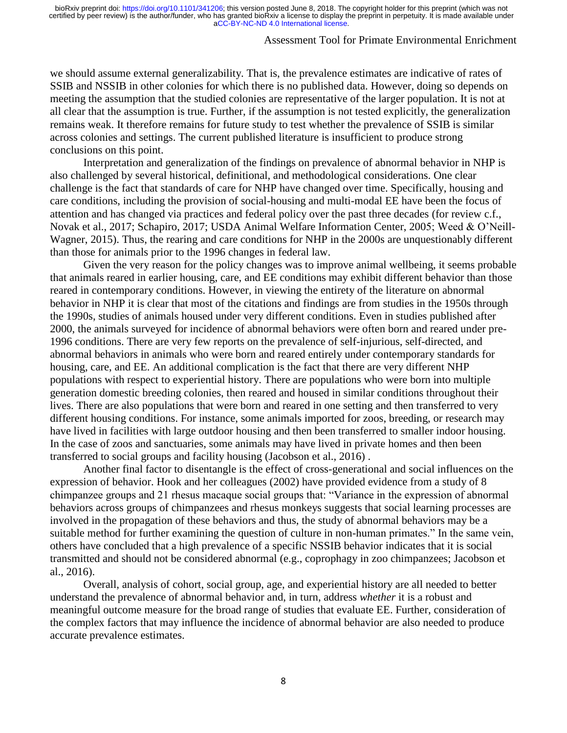we should assume external generalizability. That is, the prevalence estimates are indicative of rates of SSIB and NSSIB in other colonies for which there is no published data. However, doing so depends on meeting the assumption that the studied colonies are representative of the larger population. It is not at all clear that the assumption is true. Further, if the assumption is not tested explicitly, the generalization remains weak. It therefore remains for future study to test whether the prevalence of SSIB is similar across colonies and settings. The current published literature is insufficient to produce strong conclusions on this point.

Interpretation and generalization of the findings on prevalence of abnormal behavior in NHP is also challenged by several historical, definitional, and methodological considerations. One clear challenge is the fact that standards of care for NHP have changed over time. Specifically, housing and care conditions, including the provision of social-housing and multi-modal EE have been the focus of attention and has changed via practices and federal policy over the past three decades (for review c.f., Novak et al., 2017; Schapiro, 2017; USDA Animal Welfare Information Center, 2005; Weed & O'Neill-Wagner, 2015). Thus, the rearing and care conditions for NHP in the 2000s are unquestionably different than those for animals prior to the 1996 changes in federal law.

Given the very reason for the policy changes was to improve animal wellbeing, it seems probable that animals reared in earlier housing, care, and EE conditions may exhibit different behavior than those reared in contemporary conditions. However, in viewing the entirety of the literature on abnormal behavior in NHP it is clear that most of the citations and findings are from studies in the 1950s through the 1990s, studies of animals housed under very different conditions. Even in studies published after 2000, the animals surveyed for incidence of abnormal behaviors were often born and reared under pre-1996 conditions. There are very few reports on the prevalence of self-injurious, self-directed, and abnormal behaviors in animals who were born and reared entirely under contemporary standards for housing, care, and EE. An additional complication is the fact that there are very different NHP populations with respect to experiential history. There are populations who were born into multiple generation domestic breeding colonies, then reared and housed in similar conditions throughout their lives. There are also populations that were born and reared in one setting and then transferred to very different housing conditions. For instance, some animals imported for zoos, breeding, or research may have lived in facilities with large outdoor housing and then been transferred to smaller indoor housing. In the case of zoos and sanctuaries, some animals may have lived in private homes and then been transferred to social groups and facility housing (Jacobson et al., 2016) .

Another final factor to disentangle is the effect of cross-generational and social influences on the expression of behavior. Hook and her colleagues (2002) have provided evidence from a study of 8 chimpanzee groups and 21 rhesus macaque social groups that: "Variance in the expression of abnormal behaviors across groups of chimpanzees and rhesus monkeys suggests that social learning processes are involved in the propagation of these behaviors and thus, the study of abnormal behaviors may be a suitable method for further examining the question of culture in non-human primates." In the same vein, others have concluded that a high prevalence of a specific NSSIB behavior indicates that it is social transmitted and should not be considered abnormal (e.g., coprophagy in zoo chimpanzees; Jacobson et al., 2016).

Overall, analysis of cohort, social group, age, and experiential history are all needed to better understand the prevalence of abnormal behavior and, in turn, address *whether* it is a robust and meaningful outcome measure for the broad range of studies that evaluate EE. Further, consideration of the complex factors that may influence the incidence of abnormal behavior are also needed to produce accurate prevalence estimates.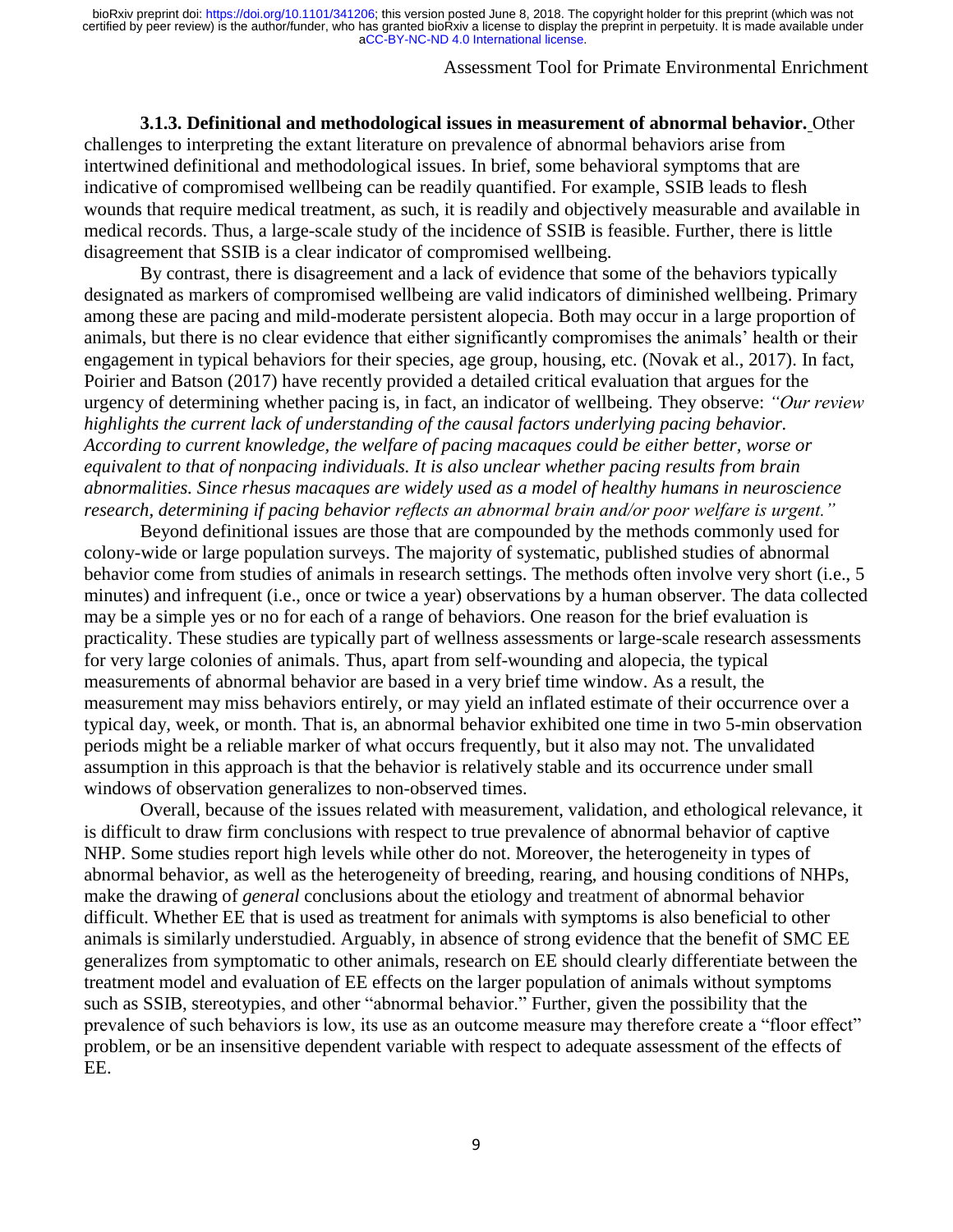**3.1.3. Definitional and methodological issues in measurement of abnormal behavior.** Other challenges to interpreting the extant literature on prevalence of abnormal behaviors arise from intertwined definitional and methodological issues. In brief, some behavioral symptoms that are indicative of compromised wellbeing can be readily quantified. For example, SSIB leads to flesh wounds that require medical treatment, as such, it is readily and objectively measurable and available in medical records. Thus, a large-scale study of the incidence of SSIB is feasible. Further, there is little disagreement that SSIB is a clear indicator of compromised wellbeing.

By contrast, there is disagreement and a lack of evidence that some of the behaviors typically designated as markers of compromised wellbeing are valid indicators of diminished wellbeing. Primary among these are pacing and mild-moderate persistent alopecia. Both may occur in a large proportion of animals, but there is no clear evidence that either significantly compromises the animals' health or their engagement in typical behaviors for their species, age group, housing, etc. (Novak et al., 2017). In fact, Poirier and Batson (2017) have recently provided a detailed critical evaluation that argues for the urgency of determining whether pacing is, in fact, an indicator of wellbeing. They observe: *"Our review highlights the current lack of understanding of the causal factors underlying pacing behavior. According to current knowledge, the welfare of pacing macaques could be either better, worse or equivalent to that of nonpacing individuals. It is also unclear whether pacing results from brain abnormalities. Since rhesus macaques are widely used as a model of healthy humans in neuroscience research, determining if pacing behavior reflects an abnormal brain and/or poor welfare is urgent."*

Beyond definitional issues are those that are compounded by the methods commonly used for colony-wide or large population surveys. The majority of systematic, published studies of abnormal behavior come from studies of animals in research settings. The methods often involve very short (i.e., 5 minutes) and infrequent (i.e., once or twice a year) observations by a human observer. The data collected may be a simple yes or no for each of a range of behaviors. One reason for the brief evaluation is practicality. These studies are typically part of wellness assessments or large-scale research assessments for very large colonies of animals. Thus, apart from self-wounding and alopecia, the typical measurements of abnormal behavior are based in a very brief time window. As a result, the measurement may miss behaviors entirely, or may yield an inflated estimate of their occurrence over a typical day, week, or month. That is, an abnormal behavior exhibited one time in two 5-min observation periods might be a reliable marker of what occurs frequently, but it also may not. The unvalidated assumption in this approach is that the behavior is relatively stable and its occurrence under small windows of observation generalizes to non-observed times.

Overall, because of the issues related with measurement, validation, and ethological relevance, it is difficult to draw firm conclusions with respect to true prevalence of abnormal behavior of captive NHP. Some studies report high levels while other do not. Moreover, the heterogeneity in types of abnormal behavior, as well as the heterogeneity of breeding, rearing, and housing conditions of NHPs, make the drawing of *general* conclusions about the etiology and treatment of abnormal behavior difficult. Whether EE that is used as treatment for animals with symptoms is also beneficial to other animals is similarly understudied. Arguably, in absence of strong evidence that the benefit of SMC EE generalizes from symptomatic to other animals, research on EE should clearly differentiate between the treatment model and evaluation of EE effects on the larger population of animals without symptoms such as SSIB, stereotypies, and other "abnormal behavior." Further, given the possibility that the prevalence of such behaviors is low, its use as an outcome measure may therefore create a "floor effect" problem, or be an insensitive dependent variable with respect to adequate assessment of the effects of EE.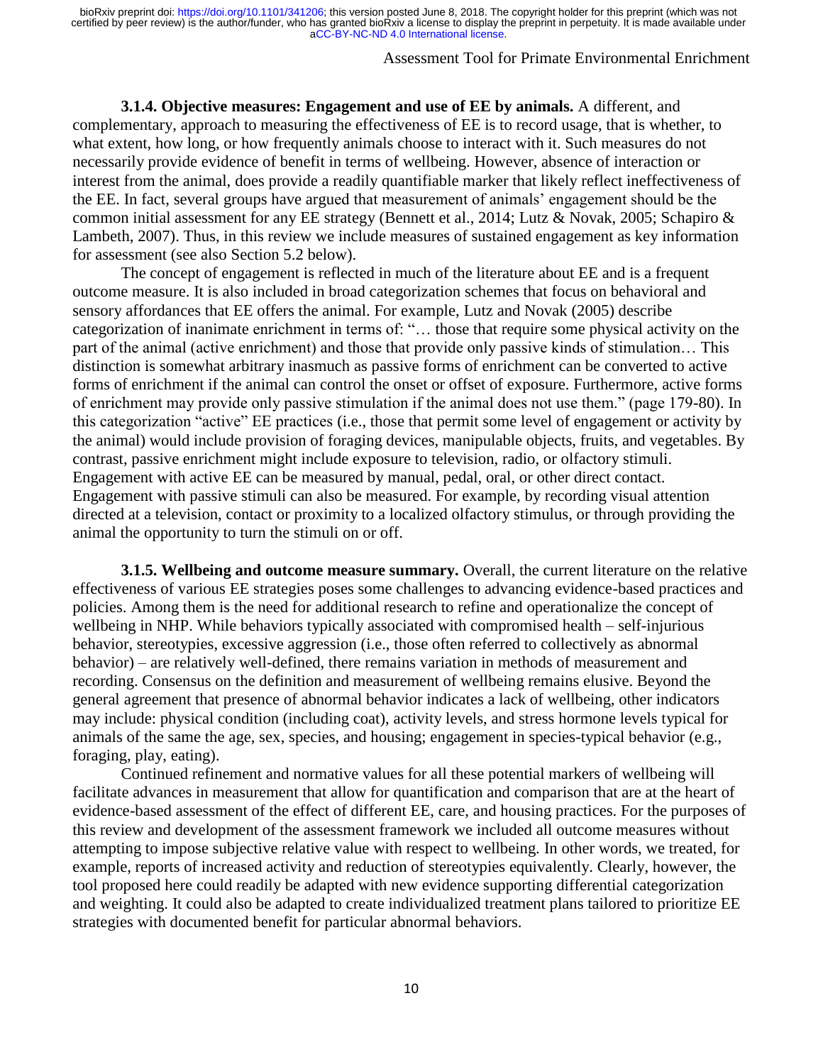**3.1.4. Objective measures: Engagement and use of EE by animals.** A different, and complementary, approach to measuring the effectiveness of EE is to record usage, that is whether, to what extent, how long, or how frequently animals choose to interact with it. Such measures do not necessarily provide evidence of benefit in terms of wellbeing. However, absence of interaction or interest from the animal, does provide a readily quantifiable marker that likely reflect ineffectiveness of the EE. In fact, several groups have argued that measurement of animals' engagement should be the common initial assessment for any EE strategy (Bennett et al., 2014; Lutz & Novak, 2005; Schapiro & Lambeth, 2007). Thus, in this review we include measures of sustained engagement as key information for assessment (see also Section 5.2 below).

The concept of engagement is reflected in much of the literature about EE and is a frequent outcome measure. It is also included in broad categorization schemes that focus on behavioral and sensory affordances that EE offers the animal. For example, Lutz and Novak (2005) describe categorization of inanimate enrichment in terms of: "… those that require some physical activity on the part of the animal (active enrichment) and those that provide only passive kinds of stimulation… This distinction is somewhat arbitrary inasmuch as passive forms of enrichment can be converted to active forms of enrichment if the animal can control the onset or offset of exposure. Furthermore, active forms of enrichment may provide only passive stimulation if the animal does not use them." (page 179-80). In this categorization "active" EE practices (i.e., those that permit some level of engagement or activity by the animal) would include provision of foraging devices, manipulable objects, fruits, and vegetables. By contrast, passive enrichment might include exposure to television, radio, or olfactory stimuli. Engagement with active EE can be measured by manual, pedal, oral, or other direct contact. Engagement with passive stimuli can also be measured. For example, by recording visual attention directed at a television, contact or proximity to a localized olfactory stimulus, or through providing the animal the opportunity to turn the stimuli on or off.

**3.1.5. Wellbeing and outcome measure summary.** Overall, the current literature on the relative effectiveness of various EE strategies poses some challenges to advancing evidence-based practices and policies. Among them is the need for additional research to refine and operationalize the concept of wellbeing in NHP. While behaviors typically associated with compromised health – self-injurious behavior, stereotypies, excessive aggression (i.e., those often referred to collectively as abnormal behavior) – are relatively well-defined, there remains variation in methods of measurement and recording. Consensus on the definition and measurement of wellbeing remains elusive. Beyond the general agreement that presence of abnormal behavior indicates a lack of wellbeing, other indicators may include: physical condition (including coat), activity levels, and stress hormone levels typical for animals of the same the age, sex, species, and housing; engagement in species-typical behavior (e.g., foraging, play, eating).

Continued refinement and normative values for all these potential markers of wellbeing will facilitate advances in measurement that allow for quantification and comparison that are at the heart of evidence-based assessment of the effect of different EE, care, and housing practices. For the purposes of this review and development of the assessment framework we included all outcome measures without attempting to impose subjective relative value with respect to wellbeing. In other words, we treated, for example, reports of increased activity and reduction of stereotypies equivalently. Clearly, however, the tool proposed here could readily be adapted with new evidence supporting differential categorization and weighting. It could also be adapted to create individualized treatment plans tailored to prioritize EE strategies with documented benefit for particular abnormal behaviors.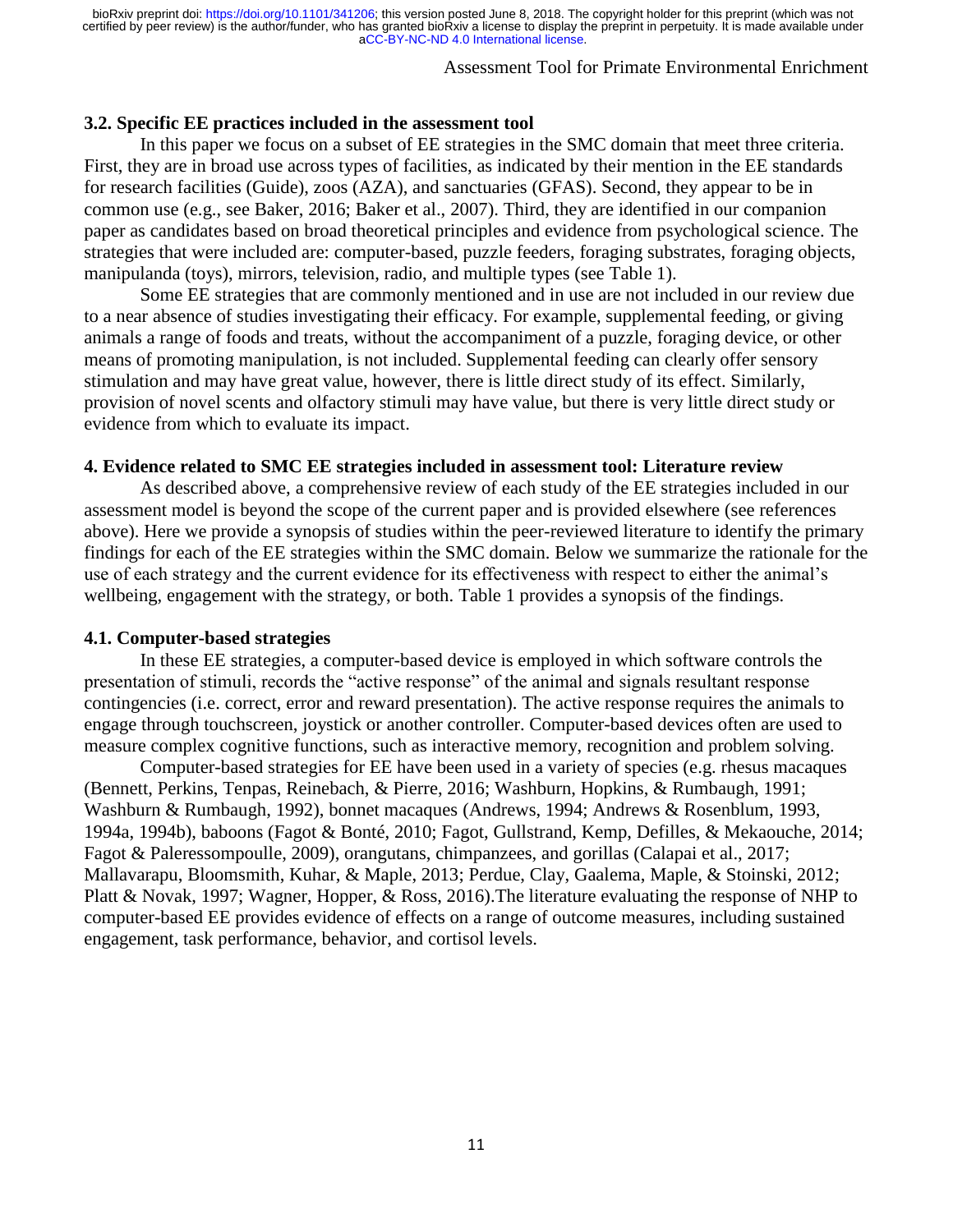### 3.2. Specific EE practices included in the assessment tool

In this paper we focus on a subset of EE strategies in the SMC domain that meet three criteria. First, they are in broad use across types of facilities, as indicated by their mention in the EE standards for research facilities (Guide), zoos (AZA), and sanctuaries (GFAS). Second, they appear to be in common use (e.g., see Baker, 2016; Baker et al., 2007). Third, they are identified in our companion paper as candidates based on broad theoretical principles and evidence from psychological science. The strategies that were included are: computer-based, puzzle feeders, foraging substrates, foraging objects, manipulanda (toys), mirrors, television, radio, and multiple types (see Table 1).

Some EE strategies that are commonly mentioned and in use are not included in our review due to a near absence of studies investigating their efficacy. For example, supplemental feeding, or giving animals a range of foods and treats, without the accompaniment of a puzzle, foraging device, or other means of promoting manipulation, is not included. Supplemental feeding can clearly offer sensory stimulation and may have great value, however, there is little direct study of its effect. Similarly, provision of novel scents and olfactory stimuli may have value, but there is very little direct study or evidence from which to evaluate its impact.

## 4. Evidence related to SMC EE strategies included in assessment tool: Literature review

As described above, a comprehensive review of each study of the EE strategies included in our assessment model is beyond the scope of the current paper and is provided elsewhere (see references above). Here we provide a synopsis of studies within the peer-reviewed literature to identify the primary findings for each of the EE strategies within the SMC domain. Below we summarize the rationale for the use of each strategy and the current evidence for its effectiveness with respect to either the animal's wellbeing, engagement with the strategy, or both. Table 1 provides a synopsis of the findings.

### 4.1. Computer-based strategies

In these EE strategies, a computer-based device is employed in which software controls the presentation of stimuli, records the "active response" of the animal and signals resultant response contingencies (i.e. correct, error and reward presentation). The active response requires the animals to engage through touchscreen, joystick or another controller. Computer-based devices often are used to measure complex cognitive functions, such as interactive memory, recognition and problem solving.

Computer-based strategies for EE have been used in a variety of species (e.g. rhesus macaques (Bennett, Perkins, Tenpas, Reinebach, & Pierre, 2016; Washburn, Hopkins, & Rumbaugh, 1991; Washburn & Rumbaugh, 1992), bonnet macaques (Andrews, 1994; Andrews & Rosenblum, 1993, 1994a, 1994b), baboons (Fagot & Bonté, 2010; Fagot, Gullstrand, Kemp, Defilles, & Mekaouche, 2014; Fagot & Paleressompoulle, 2009), orangutans, chimpanzees, and gorillas (Calapai et al., 2017; Mallavarapu, Bloomsmith, Kuhar, & Maple, 2013; Perdue, Clay, Gaalema, Maple, & Stoinski, 2012; Platt & Novak, 1997; Wagner, Hopper, & Ross, 2016).The literature evaluating the response of NHP to computer-based EE provides evidence of effects on a range of outcome measures, including sustained engagement, task performance, behavior, and cortisol levels.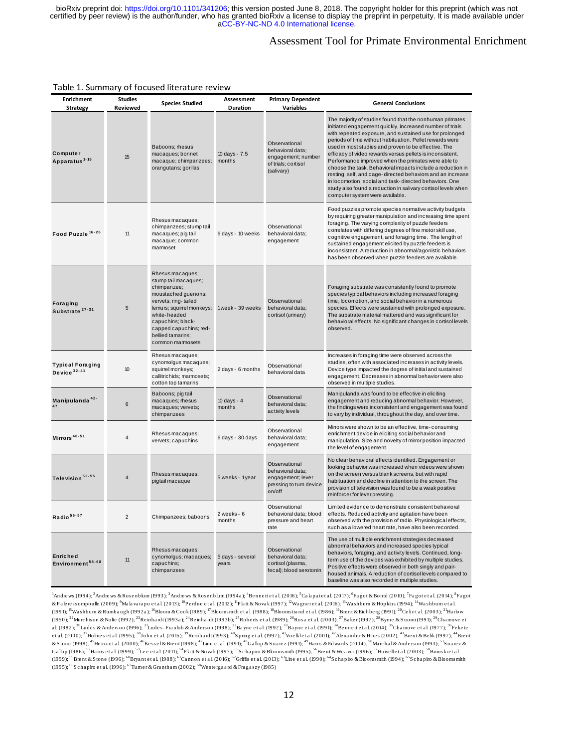Table 1. Summary of focused literature review

| Enrichment Strategy | Studies Reviewed | Species Studied | Assessment Duration | Primary Dependent Variables | General Conclusions |
|---|---|---|---|---|---|
| Computer Apparatus [1-15] | 15 | Baboons; rhesus macaques; bonnet macaque; chimpanzees; orangutans; gorillas | 10 days - 7.5 months | Observational behavioral data; engagement; number of trials; cortisol (salivary) | The majority of studies found that the nonhuman primates initiated engagement quickly, increased number of trials with repeated exposure, and sustained use for prolonged periods of time without habituation. Pellet rewards were used in most studies and proven to be effective. The efficacy of video rewards versus pellets is inconsistent. Performance improved when the primates were able to choose the task. Behavioral impacts include a reduction in resting, self, and cage-directed behaviors and an increase in locomotion, social and task-directed behaviors. One study also found a reduction in salivary cortisol levels when computer system were available. |
| Food Puzzle [16-26] | 11 | Rhesus macaques; chimpanzees; stump tail macaques; pig tail macaque; common marmoset | 6 days - 10 weeks | Observational behavioral data; engagement | Food puzzles promote species normative activity budgets by requiring greater manipulation and increasing time spent foraging. The varying complexity of puzzle feeders correlates with differing degrees of fine motor skill use, cognitive engagement, and foraging time. The length of sustained engagement elicited by puzzle feeders is inconsistent. A reduction in abnormal/agonistic behaviors has been observed when puzzle feeders are available. |
| Foraging Substrate [27-31] | 5 | Rhesus macaques; stump tail macaques; chimpanzee; moustached guenons; vervets; ring-tailed lemurs; squirrel monkeys; white-headed capuchins; black-capped capuchins; red-bellied tamarins; common marmosets | 1 week - 39 weeks | Observational behavioral data; cortisol (urinary) | Foraging substrate was consistently found to promote species typical behaviors including increased foraging time, locomotion, and social behavior in a numerous species. Effects were sustained with prolonged exposure. The substrate material mattered and was significant for behavioral effects. No significant changes in cortisol levels observed. |
| Typical Foraging Device [32-41] | 10 | Rhesus macaques; cynomolgus macaques; squirrel monkeys; callitrichids; marmosets; cotton top tamarins | 2 days - 6 months | Observational behavioral data | Increases in foraging time were observed across the studies, often with associated increases in activity levels. Device type impacted the degree of initial and sustained engagement. Decreases in abnormal behavior were also observed in multiple studies. |
| Manipulanda [42-47] | 6 | Baboons; pig tail macaques; rhesus macaques; vervets; chimpanzees | 10 days - 4 months | Observational behavioral data; activity levels | Manipulanda was found to be effective in eliciting engagement and reducing abnormal behavior. However, the findings were inconsistent and engagement was found to vary by individual, throughout the day, and over time. |
| Mirrors [48-51] | 4 | Rhesus macaques; vervets; capuchins | 6 days - 30 days | Observational behavioral data; engagement | Mirrors were shown to be an effective, time-consuming enrichment device in eliciting social behavior and manipulation. Size and novelty of mirror position impacted the level of engagement. |
| Television [52-55] | 4 | Rhesus macaques; pigtail macaque | 5 weeks - 1 year | Observational behavioral data; engagement; lever pressing to turn device on/off | No clear behavioral effects identified. Engagement or looking behavior was increased when videos were shown on the screen versus blank screens, but with rapid habituation and decline in attention to the screen. The provision of television was found to be a weak positive reinforcer for lever pressing. |
| Radio [56-57] | 2 | Chimpanzees; baboons | 2 weeks - 6 months | Observational behavioral data; blood pressure and heart rate | Limited evidence to demonstrate consistent behavioral effects. Reduced activity and agitation have been observed with the provision of radio. Physiological effects, such as a lowered heart rate, have also been recorded. |
| Enriched Environment [58-68] | 11 | Rhesus macaques; cynomolgus; macaques; capuchins; chimpanzees | 5 days - several years | Observational behavioral data; cortisol (plasma, fecal); blood serotonin | The use of multiple enrichment strategies decreased abnormal behaviors and increased species typical behaviors, foraging, and activity levels. Continued, long-term use of the devices was exhibited by multiple studies. Positive effects were observed in both singly and pair-housed animals. A reduction of cortisol levels compared to baseline was also recorded in multiple studies. |

[1]Andrews (1994); [2]Andrews & Rosenblum (1993); [3]Andrews & Rosenblum (1994a); [4]Bennett et al. (2016); [5]Calapai et al. (2017); [6]Fagot & Bonté (2010); [7]Fagot et al. (2014); [8]Fagot & Paleressompoulle (2009); [9]Malavarapu et al. (2013); [10]Perdue et al. (2012); [11]Platt & Novak (1997); [12]Wagner et al. (2016); [13]Washburn & Hopkins (1994); [14]Washburn et al. (1991); [15]Washburn & Rumbaugh (1992a); [16]Bloom & Cook (1989); [17]Bloomsmith et al. (1988); [18]Bloomstrand et al. (1986); [19]Brent & Eichberg (1991); [20]Celi et al. (2003); [21]Harlow (1950); [22]Murchison & Nolte (1992); [23]Reinhardt (1993a); [24]Reinhardt (1993b); [25]Roberts et al. (1989); [26]Rosa et al. (2003); [27]Baker (1997); [28]Byrne & Suomi (1991); [29]Chamove et al. (1982); [30]Ludes & Anderson (1996); [31]Ludes-Fraulob & Anderson (1998); [32]Bayne et al. (1992); [33]Bayne et al. (1991); [34]Bennett et al. (2014); [35]Chamove et al. (1977); [36]Fekete et al. (2000); [37]Holmes et al. (1995); [38]John et al. (2015); [39]Reinhardt (1993); [40]Spring et al. (1997); [41]Voelkl et al. (2001); [42]Alexander & Hines (2002); [43]Brent & Belik (1997); [44]Brent & Stone (1998); [45]Heinz et al. (2000); [46]Kessel & Brent (1998); [47]Line et al. (1991); [48]Gallup & Suarez (1991); [49]Harris & Edwards (2004); [50]Marchal & Anderson (1993); [51]Suarez & Gallup (1986); [52]Harris et al. (1999); [53]Lee et al. (2011); [54]Platt & Novak (1997); [55]Schapiro & Bloomsmith (1995); [56]Brent & Weaver (1996); [57]Howell et al. (2003); [58]Boinski et al. (1999); [59]Brent & Stone (1996); [60]Bryant et al. (1988); [61]Cannon et al. (2016); [62]Griffis et al. (2013); [63]Line et al. (1990); [64]Schapiro & Bloomsmith (1994); [65]Schapiro & Bloomsmith (1995); [66]Schapiro et al. (1996); [67]Turner & Grantham (2002); [68]Westergaard & Fragaszy (1985)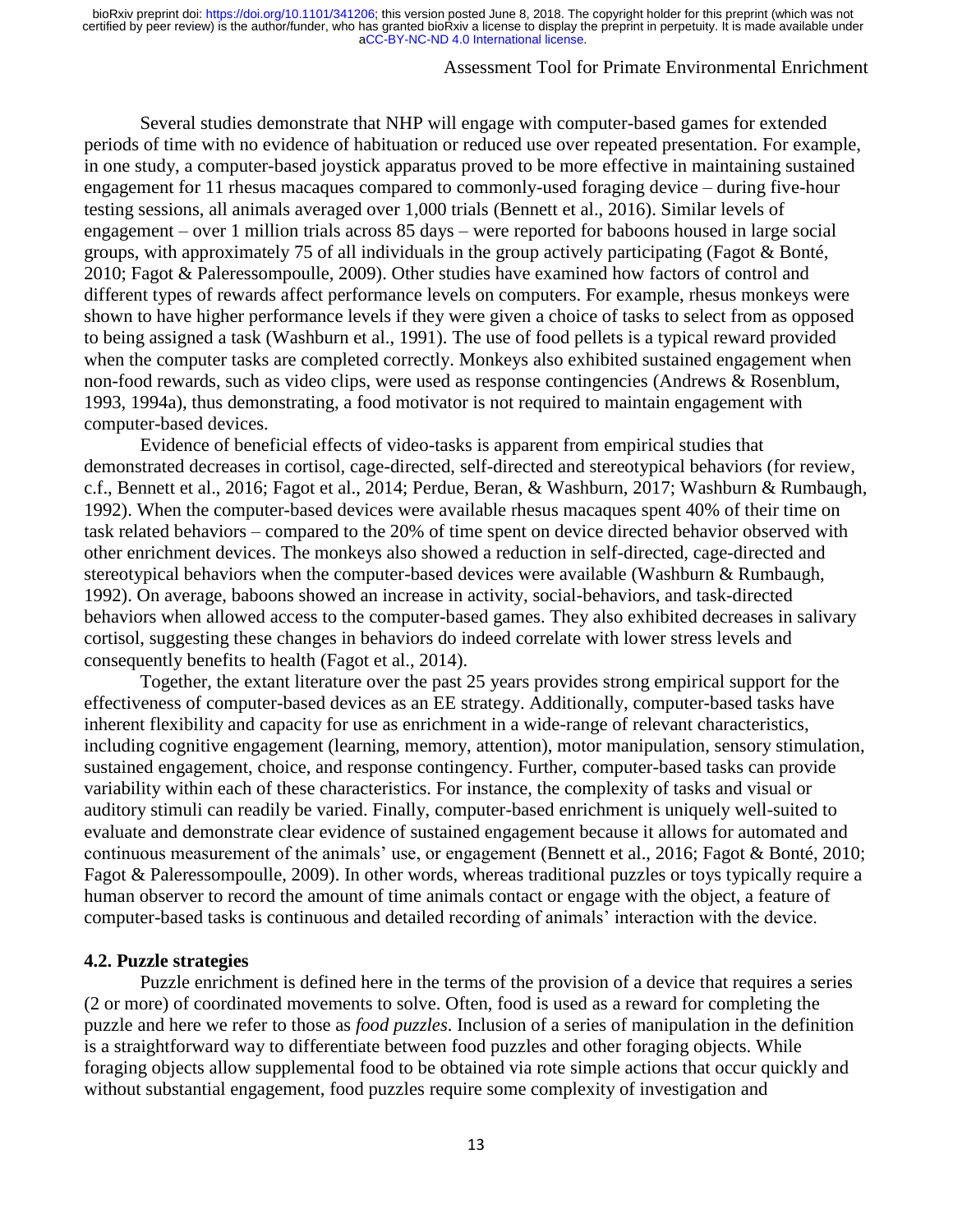Several studies demonstrate that NHP will engage with computer-based games for extended periods of time with no evidence of habituation or reduced use over repeated presentation. For example, in one study, a computer-based joystick apparatus proved to be more effective in maintaining sustained engagement for 11 rhesus macaques compared to commonly-used foraging device – during five-hour testing sessions, all animals averaged over 1,000 trials (Bennett et al., 2016). Similar levels of engagement – over 1 million trials across 85 days – were reported for baboons housed in large social groups, with approximately 75 of all individuals in the group actively participating (Fagot & Bonté, 2010; Fagot & Paleressompoulle, 2009). Other studies have examined how factors of control and different types of rewards affect performance levels on computers. For example, rhesus monkeys were shown to have higher performance levels if they were given a choice of tasks to select from as opposed to being assigned a task (Washburn et al., 1991). The use of food pellets is a typical reward provided when the computer tasks are completed correctly. Monkeys also exhibited sustained engagement when non-food rewards, such as video clips, were used as response contingencies (Andrews & Rosenblum, 1993, 1994a), thus demonstrating, a food motivator is not required to maintain engagement with computer-based devices.

Evidence of beneficial effects of video-tasks is apparent from empirical studies that demonstrated decreases in cortisol, cage-directed, self-directed and stereotypical behaviors (for review, c.f., Bennett et al., 2016; Fagot et al., 2014; Perdue, Beran, & Washburn, 2017; Washburn & Rumbaugh, 1992). When the computer-based devices were available rhesus macaques spent 40% of their time on task related behaviors – compared to the 20% of time spent on device directed behavior observed with other enrichment devices. The monkeys also showed a reduction in self-directed, cage-directed and stereotypical behaviors when the computer-based devices were available (Washburn & Rumbaugh, 1992). On average, baboons showed an increase in activity, social-behaviors, and task-directed behaviors when allowed access to the computer-based games. They also exhibited decreases in salivary cortisol, suggesting these changes in behaviors do indeed correlate with lower stress levels and consequently benefits to health (Fagot et al., 2014).

Together, the extant literature over the past 25 years provides strong empirical support for the effectiveness of computer-based devices as an EE strategy. Additionally, computer-based tasks have inherent flexibility and capacity for use as enrichment in a wide-range of relevant characteristics, including cognitive engagement (learning, memory, attention), motor manipulation, sensory stimulation, sustained engagement, choice, and response contingency. Further, computer-based tasks can provide variability within each of these characteristics. For instance, the complexity of tasks and visual or auditory stimuli can readily be varied. Finally, computer-based enrichment is uniquely well-suited to evaluate and demonstrate clear evidence of sustained engagement because it allows for automated and continuous measurement of the animals' use, or engagement (Bennett et al., 2016; Fagot & Bonté, 2010; Fagot & Paleressompoulle, 2009). In other words, whereas traditional puzzles or toys typically require a human observer to record the amount of time animals contact or engage with the object, a feature of computer-based tasks is continuous and detailed recording of animals' interaction with the device.

### 4.2. Puzzle strategies

Puzzle enrichment is defined here in the terms of the provision of a device that requires a series (2 or more) of coordinated movements to solve. Often, food is used as a reward for completing the puzzle and here we refer to those as *food puzzles*. Inclusion of a series of manipulation in the definition is a straightforward way to differentiate between food puzzles and other foraging objects. While foraging objects allow supplemental food to be obtained via rote simple actions that occur quickly and without substantial engagement, food puzzles require some complexity of investigation and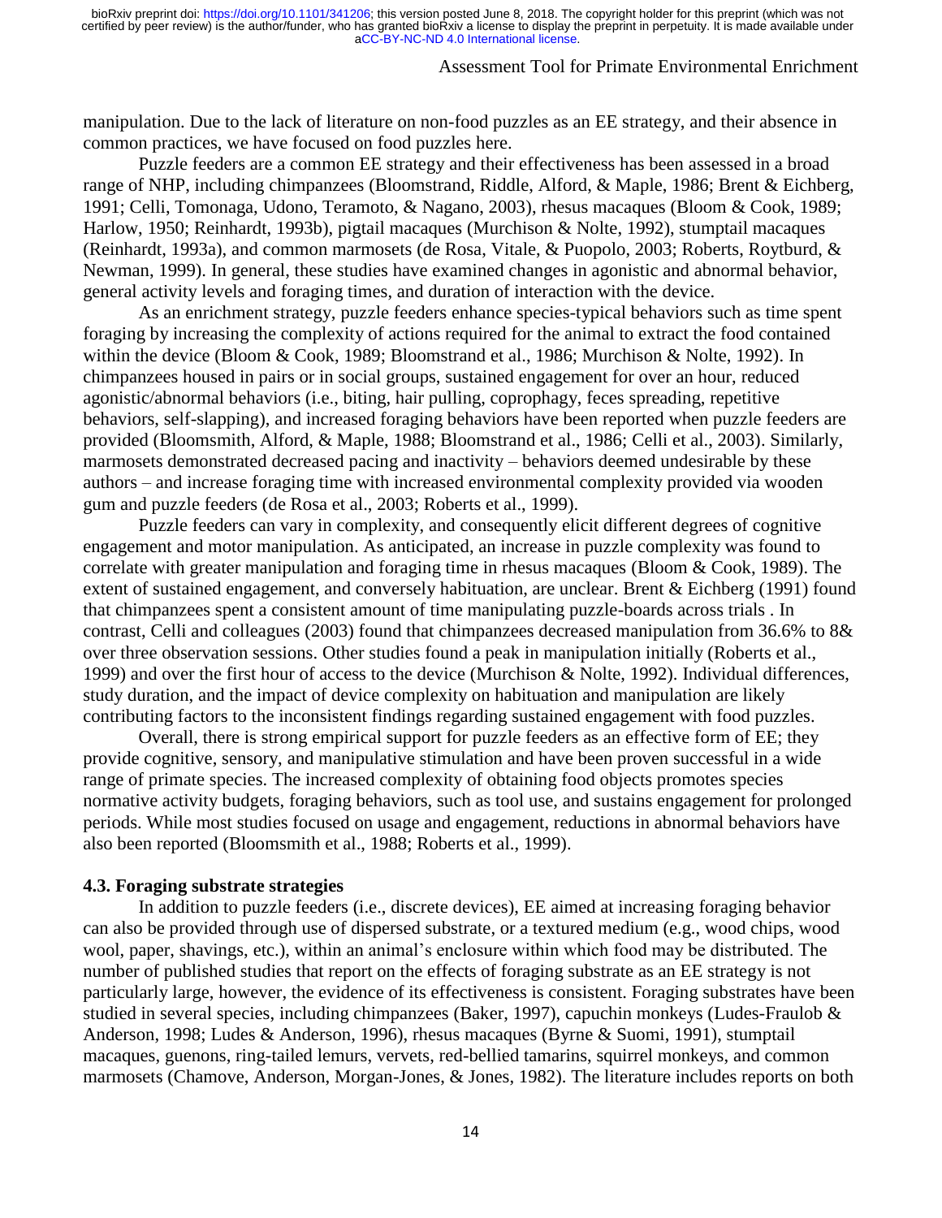manipulation. Due to the lack of literature on non-food puzzles as an EE strategy, and their absence in common practices, we have focused on food puzzles here.

Puzzle feeders are a common EE strategy and their effectiveness has been assessed in a broad range of NHP, including chimpanzees (Bloomstrand, Riddle, Alford, & Maple, 1986; Brent & Eichberg, 1991; Celli, Tomonaga, Udono, Teramoto, & Nagano, 2003), rhesus macaques (Bloom & Cook, 1989; Harlow, 1950; Reinhardt, 1993b), pigtail macaques (Murchison & Nolte, 1992), stumptail macaques (Reinhardt, 1993a), and common marmosets (de Rosa, Vitale, & Puopolo, 2003; Roberts, Roytburd, & Newman, 1999). In general, these studies have examined changes in agonistic and abnormal behavior, general activity levels and foraging times, and duration of interaction with the device.

As an enrichment strategy, puzzle feeders enhance species-typical behaviors such as time spent foraging by increasing the complexity of actions required for the animal to extract the food contained within the device (Bloom & Cook, 1989; Bloomstrand et al., 1986; Murchison & Nolte, 1992). In chimpanzees housed in pairs or in social groups, sustained engagement for over an hour, reduced agonistic/abnormal behaviors (i.e., biting, hair pulling, coprophagy, feces spreading, repetitive behaviors, self-slapping), and increased foraging behaviors have been reported when puzzle feeders are provided (Bloomsmith, Alford, & Maple, 1988; Bloomstrand et al., 1986; Celli et al., 2003). Similarly, marmosets demonstrated decreased pacing and inactivity – behaviors deemed undesirable by these authors – and increase foraging time with increased environmental complexity provided via wooden gum and puzzle feeders (de Rosa et al., 2003; Roberts et al., 1999).

Puzzle feeders can vary in complexity, and consequently elicit different degrees of cognitive engagement and motor manipulation. As anticipated, an increase in puzzle complexity was found to correlate with greater manipulation and foraging time in rhesus macaques (Bloom & Cook, 1989). The extent of sustained engagement, and conversely habituation, are unclear. Brent & Eichberg (1991) found that chimpanzees spent a consistent amount of time manipulating puzzle-boards across trials . In contrast, Celli and colleagues (2003) found that chimpanzees decreased manipulation from 36.6% to 8& over three observation sessions. Other studies found a peak in manipulation initially (Roberts et al., 1999) and over the first hour of access to the device (Murchison & Nolte, 1992). Individual differences, study duration, and the impact of device complexity on habituation and manipulation are likely contributing factors to the inconsistent findings regarding sustained engagement with food puzzles.

Overall, there is strong empirical support for puzzle feeders as an effective form of EE; they provide cognitive, sensory, and manipulative stimulation and have been proven successful in a wide range of primate species. The increased complexity of obtaining food objects promotes species normative activity budgets, foraging behaviors, such as tool use, and sustains engagement for prolonged periods. While most studies focused on usage and engagement, reductions in abnormal behaviors have also been reported (Bloomsmith et al., 1988; Roberts et al., 1999).

### 4.3. Foraging substrate strategies

In addition to puzzle feeders (i.e., discrete devices), EE aimed at increasing foraging behavior can also be provided through use of dispersed substrate, or a textured medium (e.g., wood chips, wood wool, paper, shavings, etc.), within an animal's enclosure within which food may be distributed. The number of published studies that report on the effects of foraging substrate as an EE strategy is not particularly large, however, the evidence of its effectiveness is consistent. Foraging substrates have been studied in several species, including chimpanzees (Baker, 1997), capuchin monkeys (Ludes-Fraulob & Anderson, 1998; Ludes & Anderson, 1996), rhesus macaques (Byrne & Suomi, 1991), stumptail macaques, guenons, ring-tailed lemurs, vervets, red-bellied tamarins, squirrel monkeys, and common marmosets (Chamove, Anderson, Morgan-Jones, & Jones, 1982). The literature includes reports on both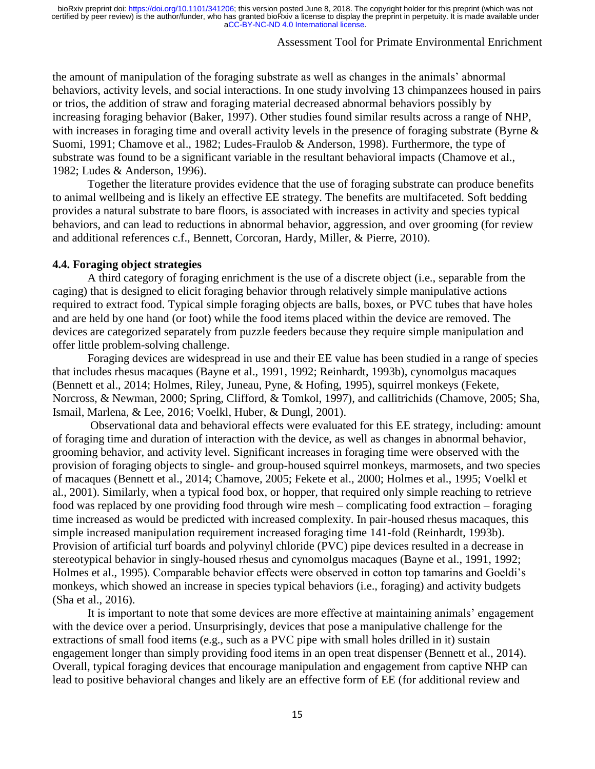the amount of manipulation of the foraging substrate as well as changes in the animals' abnormal behaviors, activity levels, and social interactions. In one study involving 13 chimpanzees housed in pairs or trios, the addition of straw and foraging material decreased abnormal behaviors possibly by increasing foraging behavior (Baker, 1997). Other studies found similar results across a range of NHP, with increases in foraging time and overall activity levels in the presence of foraging substrate (Byrne & Suomi, 1991; Chamove et al., 1982; Ludes-Fraulob & Anderson, 1998). Furthermore, the type of substrate was found to be a significant variable in the resultant behavioral impacts (Chamove et al., 1982; Ludes & Anderson, 1996).

Together the literature provides evidence that the use of foraging substrate can produce benefits to animal wellbeing and is likely an effective EE strategy. The benefits are multifaceted. Soft bedding provides a natural substrate to bare floors, is associated with increases in activity and species typical behaviors, and can lead to reductions in abnormal behavior, aggression, and over grooming (for review and additional references c.f., Bennett, Corcoran, Hardy, Miller, & Pierre, 2010).

### 4.4. Foraging object strategies

A third category of foraging enrichment is the use of a discrete object (i.e., separable from the caging) that is designed to elicit foraging behavior through relatively simple manipulative actions required to extract food. Typical simple foraging objects are balls, boxes, or PVC tubes that have holes and are held by one hand (or foot) while the food items placed within the device are removed. The devices are categorized separately from puzzle feeders because they require simple manipulation and offer little problem-solving challenge.

Foraging devices are widespread in use and their EE value has been studied in a range of species that includes rhesus macaques (Bayne et al., 1991, 1992; Reinhardt, 1993b), cynomolgus macaques (Bennett et al., 2014; Holmes, Riley, Juneau, Pyne, & Hofing, 1995), squirrel monkeys (Fekete, Norcross, & Newman, 2000; Spring, Clifford, & Tomkol, 1997), and callitrichids (Chamove, 2005; Sha, Ismail, Marlena, & Lee, 2016; Voelkl, Huber, & Dungl, 2001).

Observational data and behavioral effects were evaluated for this EE strategy, including: amount of foraging time and duration of interaction with the device, as well as changes in abnormal behavior, grooming behavior, and activity level. Significant increases in foraging time were observed with the provision of foraging objects to single- and group-housed squirrel monkeys, marmosets, and two species of macaques (Bennett et al., 2014; Chamove, 2005; Fekete et al., 2000; Holmes et al., 1995; Voelkl et al., 2001). Similarly, when a typical food box, or hopper, that required only simple reaching to retrieve food was replaced by one providing food through wire mesh – complicating food extraction – foraging time increased as would be predicted with increased complexity. In pair-housed rhesus macaques, this simple increased manipulation requirement increased foraging time 141-fold (Reinhardt, 1993b). Provision of artificial turf boards and polyvinyl chloride (PVC) pipe devices resulted in a decrease in stereotypical behavior in singly-housed rhesus and cynomolgus macaques (Bayne et al., 1991, 1992; Holmes et al., 1995). Comparable behavior effects were observed in cotton top tamarins and Goeldi's monkeys, which showed an increase in species typical behaviors (i.e., foraging) and activity budgets (Sha et al., 2016).

It is important to note that some devices are more effective at maintaining animals' engagement with the device over a period. Unsurprisingly, devices that pose a manipulative challenge for the extractions of small food items (e.g., such as a PVC pipe with small holes drilled in it) sustain engagement longer than simply providing food items in an open treat dispenser (Bennett et al., 2014). Overall, typical foraging devices that encourage manipulation and engagement from captive NHP can lead to positive behavioral changes and likely are an effective form of EE (for additional review and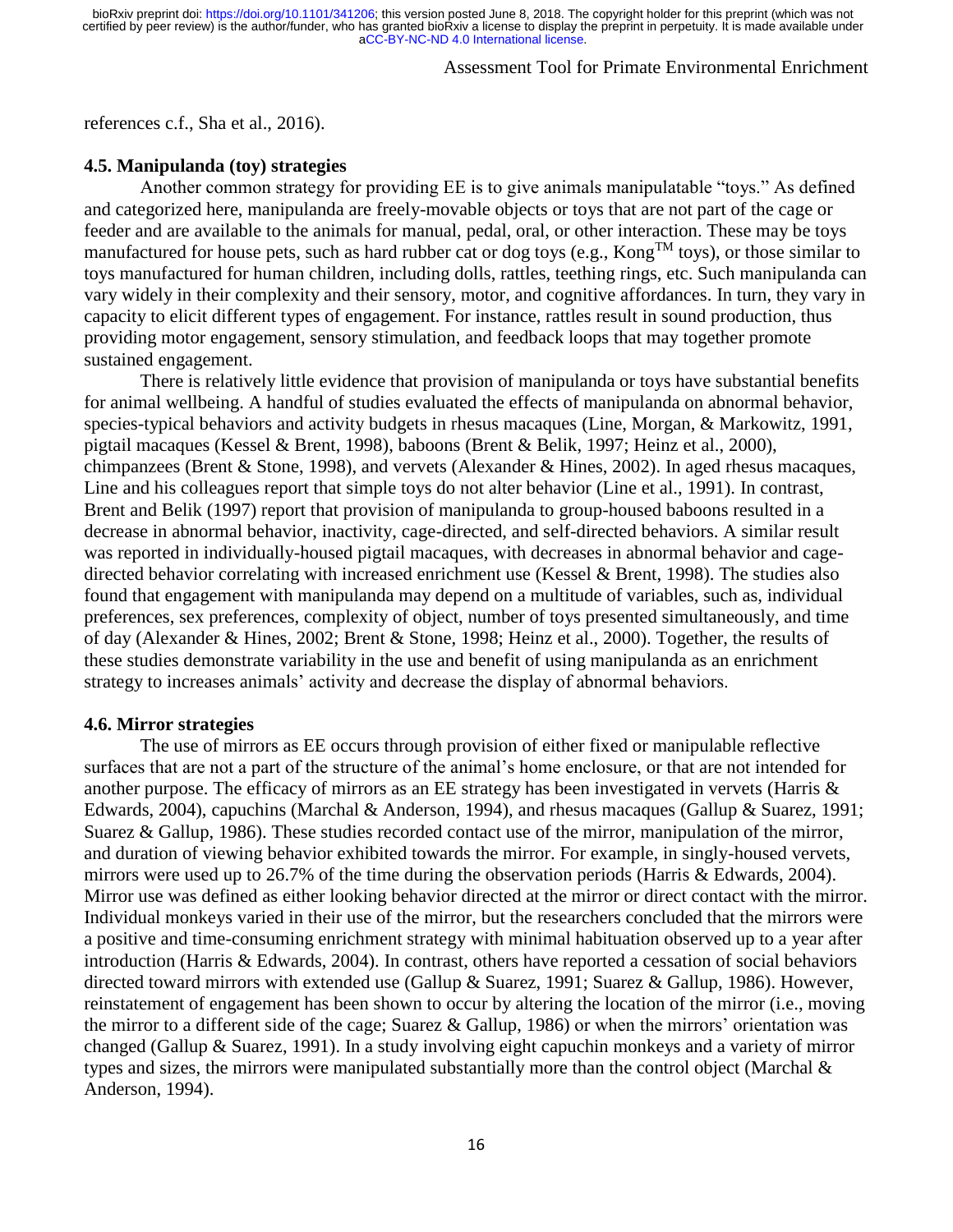references c.f., Sha et al., 2016).

### 4.5. Manipulanda (toy) strategies

Another common strategy for providing EE is to give animals manipulatable "toys." As defined and categorized here, manipulanda are freely-movable objects or toys that are not part of the cage or feeder and are available to the animals for manual, pedal, oral, or other interaction. These may be toys manufactured for house pets, such as hard rubber cat or dog toys (e.g., Kong™ toys), or those similar to toys manufactured for human children, including dolls, rattles, teething rings, etc. Such manipulanda can vary widely in their complexity and their sensory, motor, and cognitive affordances. In turn, they vary in capacity to elicit different types of engagement. For instance, rattles result in sound production, thus providing motor engagement, sensory stimulation, and feedback loops that may together promote sustained engagement.

There is relatively little evidence that provision of manipulanda or toys have substantial benefits for animal wellbeing. A handful of studies evaluated the effects of manipulanda on abnormal behavior, species-typical behaviors and activity budgets in rhesus macaques (Line, Morgan, & Markowitz, 1991, pigtail macaques (Kessel & Brent, 1998), baboons (Brent & Belik, 1997; Heinz et al., 2000), chimpanzees (Brent & Stone, 1998), and vervets (Alexander & Hines, 2002). In aged rhesus macaques, Line and his colleagues report that simple toys do not alter behavior (Line et al., 1991). In contrast, Brent and Belik (1997) report that provision of manipulanda to group-housed baboons resulted in a decrease in abnormal behavior, inactivity, cage-directed, and self-directed behaviors. A similar result was reported in individually-housed pigtail macaques, with decreases in abnormal behavior and cage-directed behavior correlating with increased enrichment use (Kessel & Brent, 1998). The studies also found that engagement with manipulanda may depend on a multitude of variables, such as, individual preferences, sex preferences, complexity of object, number of toys presented simultaneously, and time of day (Alexander & Hines, 2002; Brent & Stone, 1998; Heinz et al., 2000). Together, the results of these studies demonstrate variability in the use and benefit of using manipulanda as an enrichment strategy to increases animals' activity and decrease the display of abnormal behaviors.

### 4.6. Mirror strategies

The use of mirrors as EE occurs through provision of either fixed or manipulable reflective surfaces that are not a part of the structure of the animal's home enclosure, or that are not intended for another purpose. The efficacy of mirrors as an EE strategy has been investigated in vervets (Harris & Edwards, 2004), capuchins (Marchal & Anderson, 1994), and rhesus macaques (Gallup & Suarez, 1991; Suarez & Gallup, 1986). These studies recorded contact use of the mirror, manipulation of the mirror, and duration of viewing behavior exhibited towards the mirror. For example, in singly-housed vervets, mirrors were used up to 26.7% of the time during the observation periods (Harris & Edwards, 2004). Mirror use was defined as either looking behavior directed at the mirror or direct contact with the mirror. Individual monkeys varied in their use of the mirror, but the researchers concluded that the mirrors were a positive and time-consuming enrichment strategy with minimal habituation observed up to a year after introduction (Harris & Edwards, 2004). In contrast, others have reported a cessation of social behaviors directed toward mirrors with extended use (Gallup & Suarez, 1991; Suarez & Gallup, 1986). However, reinstatement of engagement has been shown to occur by altering the location of the mirror (i.e., moving the mirror to a different side of the cage; Suarez & Gallup, 1986) or when the mirrors' orientation was changed (Gallup & Suarez, 1991). In a study involving eight capuchin monkeys and a variety of mirror types and sizes, the mirrors were manipulated substantially more than the control object (Marchal & Anderson, 1994).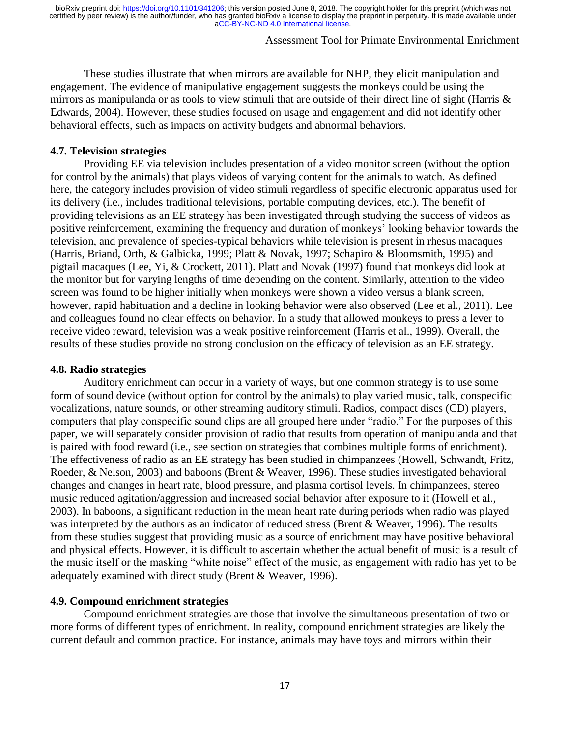These studies illustrate that when mirrors are available for NHP, they elicit manipulation and engagement. The evidence of manipulative engagement suggests the monkeys could be using the mirrors as manipulanda or as tools to view stimuli that are outside of their direct line of sight (Harris & Edwards, 2004). However, these studies focused on usage and engagement and did not identify other behavioral effects, such as impacts on activity budgets and abnormal behaviors.

### 4.7. Television strategies

Providing EE via television includes presentation of a video monitor screen (without the option for control by the animals) that plays videos of varying content for the animals to watch. As defined here, the category includes provision of video stimuli regardless of specific electronic apparatus used for its delivery (i.e., includes traditional televisions, portable computing devices, etc.). The benefit of providing televisions as an EE strategy has been investigated through studying the success of videos as positive reinforcement, examining the frequency and duration of monkeys' looking behavior towards the television, and prevalence of species-typical behaviors while television is present in rhesus macaques (Harris, Briand, Orth, & Galbicka, 1999; Platt & Novak, 1997; Schapiro & Bloomsmith, 1995) and pigtail macaques (Lee, Yi, & Crockett, 2011). Platt and Novak (1997) found that monkeys did look at the monitor but for varying lengths of time depending on the content. Similarly, attention to the video screen was found to be higher initially when monkeys were shown a video versus a blank screen, however, rapid habituation and a decline in looking behavior were also observed (Lee et al., 2011). Lee and colleagues found no clear effects on behavior. In a study that allowed monkeys to press a lever to receive video reward, television was a weak positive reinforcement (Harris et al., 1999). Overall, the results of these studies provide no strong conclusion on the efficacy of television as an EE strategy.

### 4.8. Radio strategies

Auditory enrichment can occur in a variety of ways, but one common strategy is to use some form of sound device (without option for control by the animals) to play varied music, talk, conspecific vocalizations, nature sounds, or other streaming auditory stimuli. Radios, compact discs (CD) players, computers that play conspecific sound clips are all grouped here under "radio." For the purposes of this paper, we will separately consider provision of radio that results from operation of manipulanda and that is paired with food reward (i.e., see section on strategies that combines multiple forms of enrichment). The effectiveness of radio as an EE strategy has been studied in chimpanzees (Howell, Schwandt, Fritz, Roeder, & Nelson, 2003) and baboons (Brent & Weaver, 1996). These studies investigated behavioral changes and changes in heart rate, blood pressure, and plasma cortisol levels. In chimpanzees, stereo music reduced agitation/aggression and increased social behavior after exposure to it (Howell et al., 2003). In baboons, a significant reduction in the mean heart rate during periods when radio was played was interpreted by the authors as an indicator of reduced stress (Brent & Weaver, 1996). The results from these studies suggest that providing music as a source of enrichment may have positive behavioral and physical effects. However, it is difficult to ascertain whether the actual benefit of music is a result of the music itself or the masking "white noise" effect of the music, as engagement with radio has yet to be adequately examined with direct study (Brent & Weaver, 1996).

### 4.9. Compound enrichment strategies

Compound enrichment strategies are those that involve the simultaneous presentation of two or more forms of different types of enrichment. In reality, compound enrichment strategies are likely the current default and common practice. For instance, animals may have toys and mirrors within their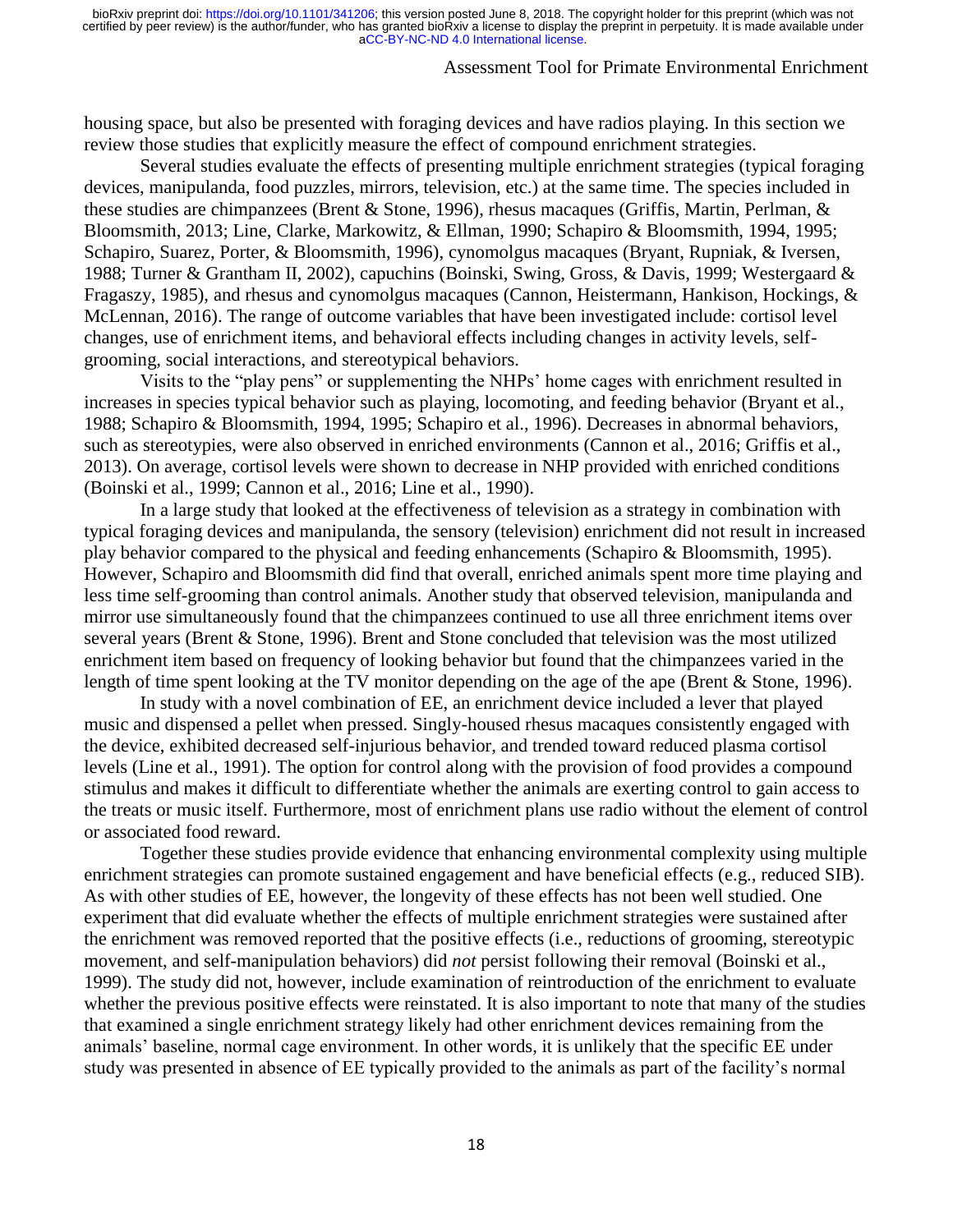housing space, but also be presented with foraging devices and have radios playing. In this section we review those studies that explicitly measure the effect of compound enrichment strategies.

Several studies evaluate the effects of presenting multiple enrichment strategies (typical foraging devices, manipulanda, food puzzles, mirrors, television, etc.) at the same time. The species included in these studies are chimpanzees (Brent & Stone, 1996), rhesus macaques (Griffis, Martin, Perlman, & Bloomsmith, 2013; Line, Clarke, Markowitz, & Ellman, 1990; Schapiro & Bloomsmith, 1994, 1995; Schapiro, Suarez, Porter, & Bloomsmith, 1996), cynomolgus macaques (Bryant, Rupniak, & Iversen, 1988; Turner & Grantham II, 2002), capuchins (Boinski, Swing, Gross, & Davis, 1999; Westergaard & Fragaszy, 1985), and rhesus and cynomolgus macaques (Cannon, Heistermann, Hankison, Hockings, & McLennan, 2016). The range of outcome variables that have been investigated include: cortisol level changes, use of enrichment items, and behavioral effects including changes in activity levels, self-grooming, social interactions, and stereotypical behaviors.

Visits to the "play pens" or supplementing the NHPs' home cages with enrichment resulted in increases in species typical behavior such as playing, locomoting, and feeding behavior (Bryant et al., 1988; Schapiro & Bloomsmith, 1994, 1995; Schapiro et al., 1996). Decreases in abnormal behaviors, such as stereotypies, were also observed in enriched environments (Cannon et al., 2016; Griffis et al., 2013). On average, cortisol levels were shown to decrease in NHP provided with enriched conditions (Boinski et al., 1999; Cannon et al., 2016; Line et al., 1990).

In a large study that looked at the effectiveness of television as a strategy in combination with typical foraging devices and manipulanda, the sensory (television) enrichment did not result in increased play behavior compared to the physical and feeding enhancements (Schapiro & Bloomsmith, 1995). However, Schapiro and Bloomsmith did find that overall, enriched animals spent more time playing and less time self-grooming than control animals. Another study that observed television, manipulanda and mirror use simultaneously found that the chimpanzees continued to use all three enrichment items over several years (Brent & Stone, 1996). Brent and Stone concluded that television was the most utilized enrichment item based on frequency of looking behavior but found that the chimpanzees varied in the length of time spent looking at the TV monitor depending on the age of the ape (Brent & Stone, 1996).

In study with a novel combination of EE, an enrichment device included a lever that played music and dispensed a pellet when pressed. Singly-housed rhesus macaques consistently engaged with the device, exhibited decreased self-injurious behavior, and trended toward reduced plasma cortisol levels (Line et al., 1991). The option for control along with the provision of food provides a compound stimulus and makes it difficult to differentiate whether the animals are exerting control to gain access to the treats or music itself. Furthermore, most of enrichment plans use radio without the element of control or associated food reward.

Together these studies provide evidence that enhancing environmental complexity using multiple enrichment strategies can promote sustained engagement and have beneficial effects (e.g., reduced SIB). As with other studies of EE, however, the longevity of these effects has not been well studied. One experiment that did evaluate whether the effects of multiple enrichment strategies were sustained after the enrichment was removed reported that the positive effects (i.e., reductions of grooming, stereotypic movement, and self-manipulation behaviors) did *not* persist following their removal (Boinski et al., 1999). The study did not, however, include examination of reintroduction of the enrichment to evaluate whether the previous positive effects were reinstated. It is also important to note that many of the studies that examined a single enrichment strategy likely had other enrichment devices remaining from the animals' baseline, normal cage environment. In other words, it is unlikely that the specific EE under study was presented in absence of EE typically provided to the animals as part of the facility's normal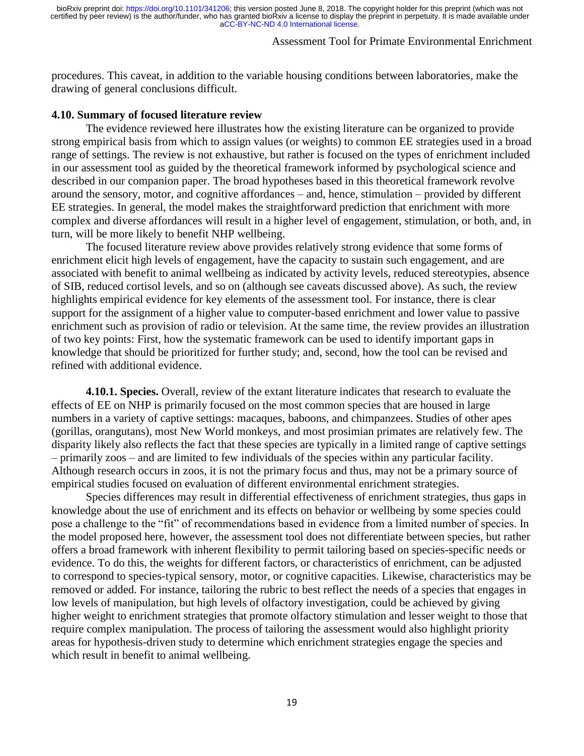procedures. This caveat, in addition to the variable housing conditions between laboratories, make the drawing of general conclusions difficult.

### 4.10. Summary of focused literature review

The evidence reviewed here illustrates how the existing literature can be organized to provide strong empirical basis from which to assign values (or weights) to common EE strategies used in a broad range of settings. The review is not exhaustive, but rather is focused on the types of enrichment included in our assessment tool as guided by the theoretical framework informed by psychological science and described in our companion paper. The broad hypotheses based in this theoretical framework revolve around the sensory, motor, and cognitive affordances – and, hence, stimulation – provided by different EE strategies. In general, the model makes the straightforward prediction that enrichment with more complex and diverse affordances will result in a higher level of engagement, stimulation, or both, and, in turn, will be more likely to benefit NHP wellbeing.

The focused literature review above provides relatively strong evidence that some forms of enrichment elicit high levels of engagement, have the capacity to sustain such engagement, and are associated with benefit to animal wellbeing as indicated by activity levels, reduced stereotypies, absence of SIB, reduced cortisol levels, and so on (although see caveats discussed above). As such, the review highlights empirical evidence for key elements of the assessment tool. For instance, there is clear support for the assignment of a higher value to computer-based enrichment and lower value to passive enrichment such as provision of radio or television. At the same time, the review provides an illustration of two key points: First, how the systematic framework can be used to identify important gaps in knowledge that should be prioritized for further study; and, second, how the tool can be revised and refined with additional evidence.

**4.10.1. Species.** Overall, review of the extant literature indicates that research to evaluate the effects of EE on NHP is primarily focused on the most common species that are housed in large numbers in a variety of captive settings: macaques, baboons, and chimpanzees. Studies of other apes (gorillas, orangutans), most New World monkeys, and most prosimian primates are relatively few. The disparity likely also reflects the fact that these species are typically in a limited range of captive settings – primarily zoos – and are limited to few individuals of the species within any particular facility. Although research occurs in zoos, it is not the primary focus and thus, may not be a primary source of empirical studies focused on evaluation of different environmental enrichment strategies.

Species differences may result in differential effectiveness of enrichment strategies, thus gaps in knowledge about the use of enrichment and its effects on behavior or wellbeing by some species could pose a challenge to the "fit" of recommendations based in evidence from a limited number of species. In the model proposed here, however, the assessment tool does not differentiate between species, but rather offers a broad framework with inherent flexibility to permit tailoring based on species-specific needs or evidence. To do this, the weights for different factors, or characteristics of enrichment, can be adjusted to correspond to species-typical sensory, motor, or cognitive capacities. Likewise, characteristics may be removed or added. For instance, tailoring the rubric to best reflect the needs of a species that engages in low levels of manipulation, but high levels of olfactory investigation, could be achieved by giving higher weight to enrichment strategies that promote olfactory stimulation and lesser weight to those that require complex manipulation. The process of tailoring the assessment would also highlight priority areas for hypothesis-driven study to determine which enrichment strategies engage the species and which result in benefit to animal wellbeing.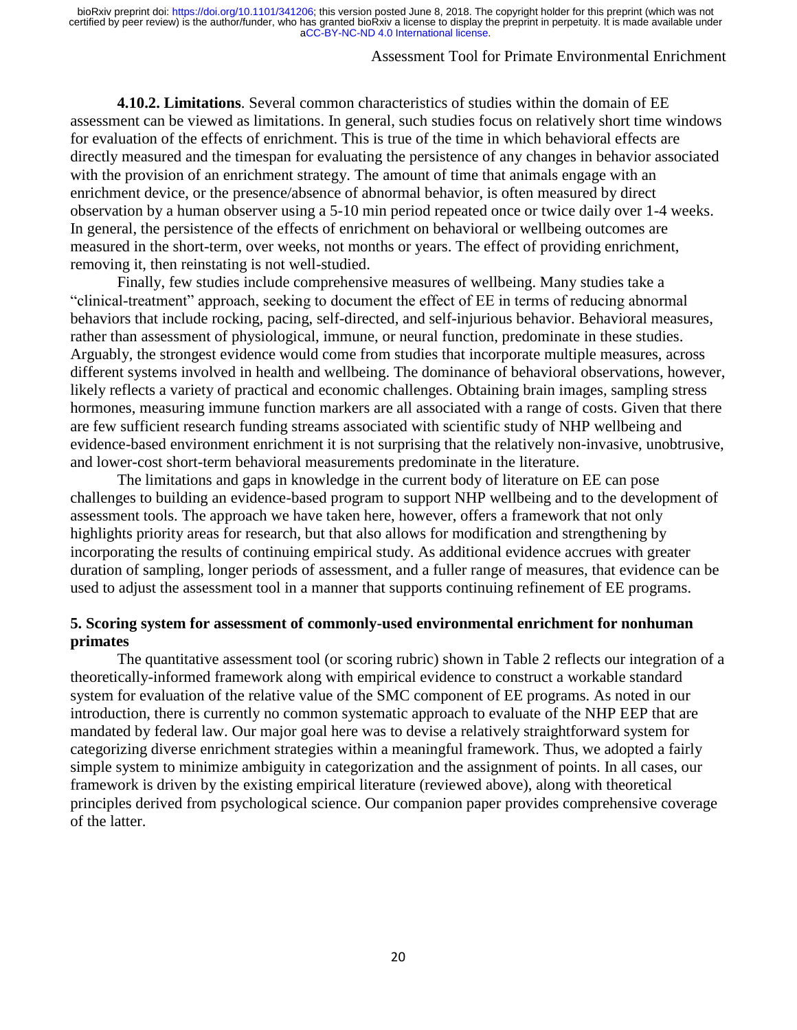**4.10.2. Limitations**. Several common characteristics of studies within the domain of EE assessment can be viewed as limitations. In general, such studies focus on relatively short time windows for evaluation of the effects of enrichment. This is true of the time in which behavioral effects are directly measured and the timespan for evaluating the persistence of any changes in behavior associated with the provision of an enrichment strategy. The amount of time that animals engage with an enrichment device, or the presence/absence of abnormal behavior, is often measured by direct observation by a human observer using a 5-10 min period repeated once or twice daily over 1-4 weeks. In general, the persistence of the effects of enrichment on behavioral or wellbeing outcomes are measured in the short-term, over weeks, not months or years. The effect of providing enrichment, removing it, then reinstating is not well-studied.

Finally, few studies include comprehensive measures of wellbeing. Many studies take a "clinical-treatment" approach, seeking to document the effect of EE in terms of reducing abnormal behaviors that include rocking, pacing, self-directed, and self-injurious behavior. Behavioral measures, rather than assessment of physiological, immune, or neural function, predominate in these studies. Arguably, the strongest evidence would come from studies that incorporate multiple measures, across different systems involved in health and wellbeing. The dominance of behavioral observations, however, likely reflects a variety of practical and economic challenges. Obtaining brain images, sampling stress hormones, measuring immune function markers are all associated with a range of costs. Given that there are few sufficient research funding streams associated with scientific study of NHP wellbeing and evidence-based environment enrichment it is not surprising that the relatively non-invasive, unobtrusive, and lower-cost short-term behavioral measurements predominate in the literature.

The limitations and gaps in knowledge in the current body of literature on EE can pose challenges to building an evidence-based program to support NHP wellbeing and to the development of assessment tools. The approach we have taken here, however, offers a framework that not only highlights priority areas for research, but that also allows for modification and strengthening by incorporating the results of continuing empirical study. As additional evidence accrues with greater duration of sampling, longer periods of assessment, and a fuller range of measures, that evidence can be used to adjust the assessment tool in a manner that supports continuing refinement of EE programs.

## 5. Scoring system for assessment of commonly-used environmental enrichment for nonhuman primates

The quantitative assessment tool (or scoring rubric) shown in Table 2 reflects our integration of a theoretically-informed framework along with empirical evidence to construct a workable standard system for evaluation of the relative value of the SMC component of EE programs. As noted in our introduction, there is currently no common systematic approach to evaluate of the NHP EEP that are mandated by federal law. Our major goal here was to devise a relatively straightforward system for categorizing diverse enrichment strategies within a meaningful framework. Thus, we adopted a fairly simple system to minimize ambiguity in categorization and the assignment of points. In all cases, our framework is driven by the existing empirical literature (reviewed above), along with theoretical principles derived from psychological science. Our companion paper provides comprehensive coverage of the latter.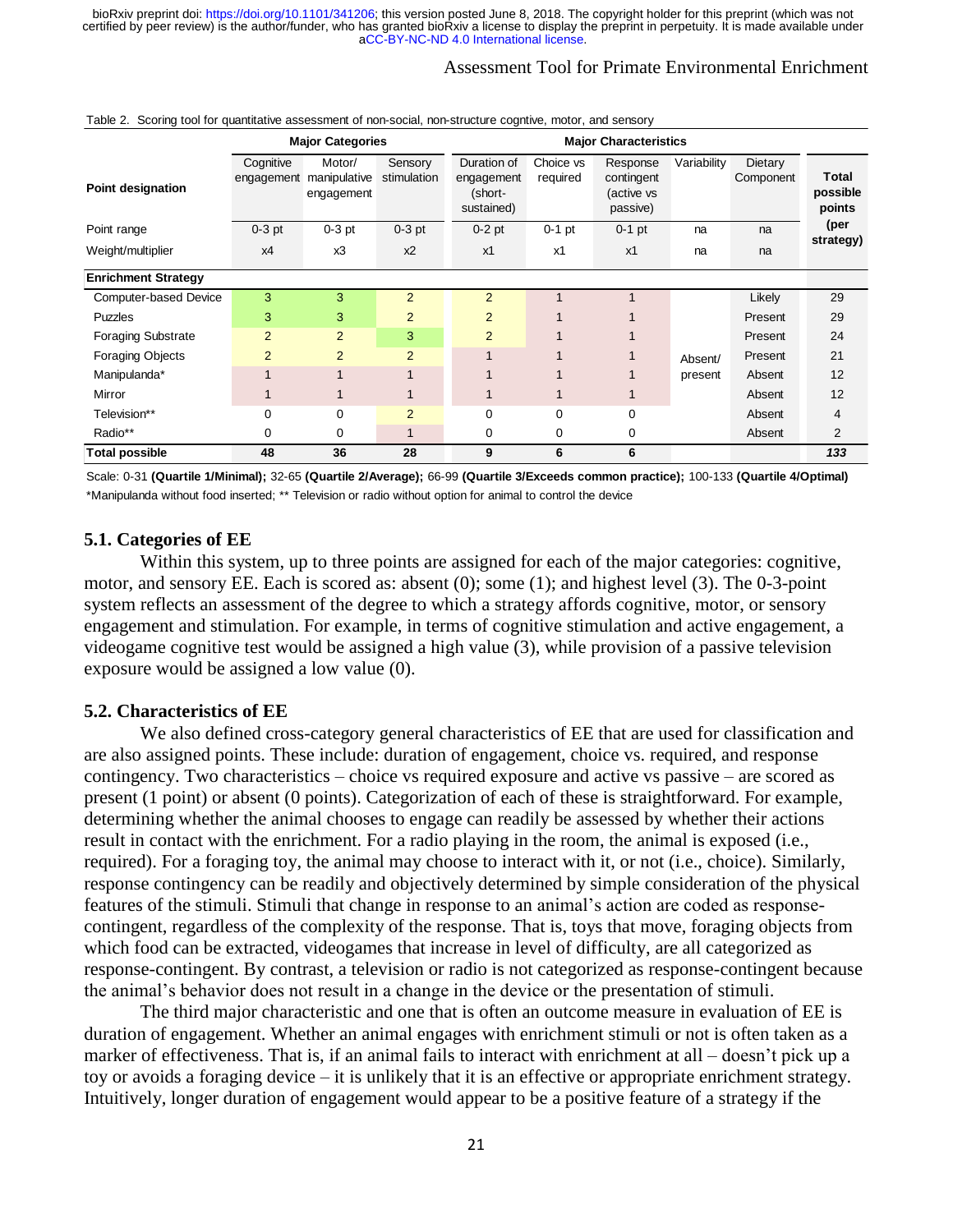Table 2. Scoring tool for quantitative assessment of non-social, non-structure cogntive, motor, and sensory

| | Major Categories | | | Major Characteristics | | | | | |
|---|---|---|---|---|---|---|---|---|---|
| Point designation | Cognitive engagement | Motor/ manipulative engagement | Sensory stimulation | Duration of engagement (short-sustained) | Choice vs required | Response contingent (active vs passive) | Variability | Dietary Component | Total possible points (per strategy) |
| Point range | 0-3 pt | 0-3 pt | 0-3 pt | 0-2 pt | 0-1 pt | 0-1 pt | na | na | |
| Weight/multiplier | x4 | x3 | x2 | x1 | x1 | x1 | na | na | |
| **Enrichment Strategy** | | | | | | | | | |
| Computer-based Device | 3 | 3 | 2 | 2 | 1 | 1 | Absent/ present | Likely | 29 |
| Puzzles | 3 | 3 | 2 | 2 | 1 | 1 | | Present | 29 |
| Foraging Substrate | 2 | 2 | 3 | 2 | 1 | 1 | | Present | 24 |
| Foraging Objects | 2 | 2 | 2 | 1 | 1 | 1 | | Present | 21 |
| Manipulanda* | 1 | 1 | 1 | 1 | 1 | 1 | | Absent | 12 |
| Mirror | 1 | 1 | 1 | 1 | 1 | 1 | | Absent | 12 |
| Television** | 0 | 0 | 2 | 0 | 0 | 0 | | Absent | 4 |
| Radio** | 0 | 0 | 1 | 0 | 0 | 0 | | Absent | 2 |
| **Total possible** | **48** | **36** | **28** | **9** | **6** | **6** | | | ***133*** |

Scale: 0-31 **(Quartile 1/Minimal);** 32-65 **(Quartile 2/Average);** 66-99 **(Quartile 3/Exceeds common practice);** 100-133 **(Quartile 4/Optimal)**
*Manipulanda without food inserted; ** Television or radio without option for animal to control the device

### 5.1. Categories of EE

Within this system, up to three points are assigned for each of the major categories: cognitive, motor, and sensory EE. Each is scored as: absent (0); some (1); and highest level (3). The 0-3-point system reflects an assessment of the degree to which a strategy affords cognitive, motor, or sensory engagement and stimulation. For example, in terms of cognitive stimulation and active engagement, a videogame cognitive test would be assigned a high value (3), while provision of a passive television exposure would be assigned a low value (0).

### 5.2. Characteristics of EE

We also defined cross-category general characteristics of EE that are used for classification and are also assigned points. These include: duration of engagement, choice vs. required, and response contingency. Two characteristics – choice vs required exposure and active vs passive – are scored as present (1 point) or absent (0 points). Categorization of each of these is straightforward. For example, determining whether the animal chooses to engage can readily be assessed by whether their actions result in contact with the enrichment. For a radio playing in the room, the animal is exposed (i.e., required). For a foraging toy, the animal may choose to interact with it, or not (i.e., choice). Similarly, response contingency can be readily and objectively determined by simple consideration of the physical features of the stimuli. Stimuli that change in response to an animal's action are coded as response-contingent, regardless of the complexity of the response. That is, toys that move, foraging objects from which food can be extracted, videogames that increase in level of difficulty, are all categorized as response-contingent. By contrast, a television or radio is not categorized as response-contingent because the animal's behavior does not result in a change in the device or the presentation of stimuli.

The third major characteristic and one that is often an outcome measure in evaluation of EE is duration of engagement. Whether an animal engages with enrichment stimuli or not is often taken as a marker of effectiveness. That is, if an animal fails to interact with enrichment at all – doesn't pick up a toy or avoids a foraging device – it is unlikely that it is an effective or appropriate enrichment strategy. Intuitively, longer duration of engagement would appear to be a positive feature of a strategy if the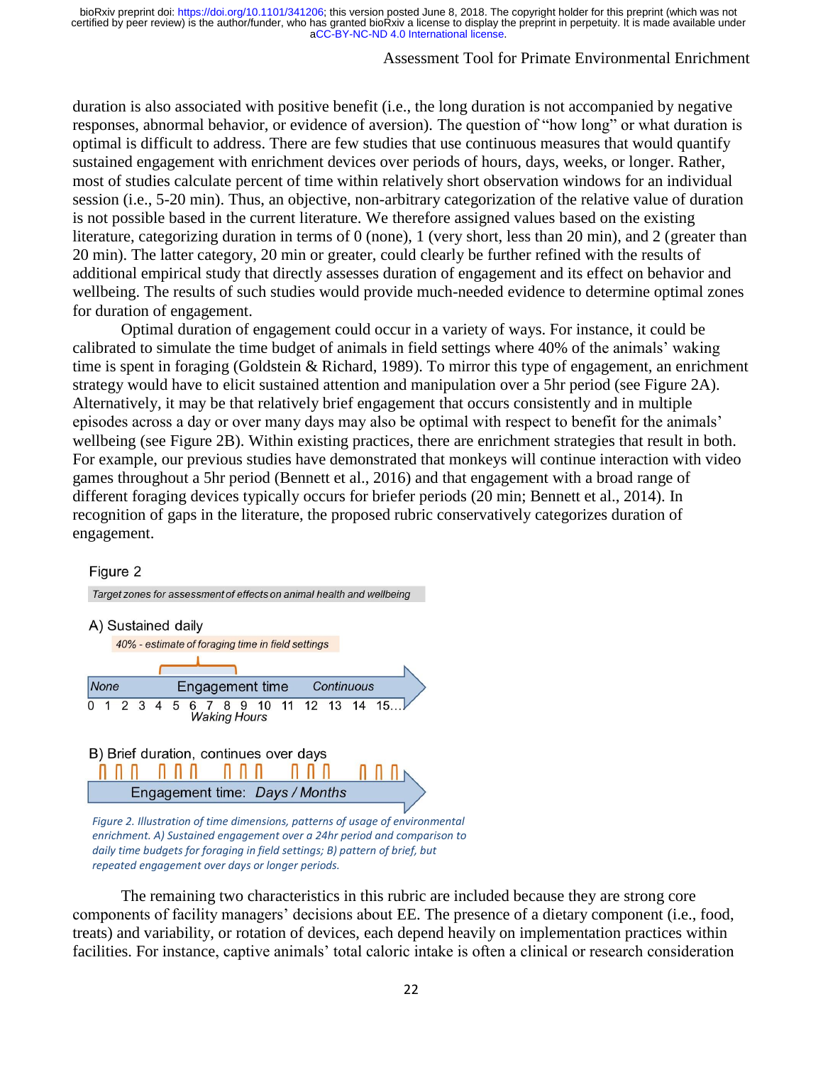duration is also associated with positive benefit (i.e., the long duration is not accompanied by negative responses, abnormal behavior, or evidence of aversion). The question of "how long" or what duration is optimal is difficult to address. There are few studies that use continuous measures that would quantify sustained engagement with enrichment devices over periods of hours, days, weeks, or longer. Rather, most of studies calculate percent of time within relatively short observation windows for an individual session (i.e., 5-20 min). Thus, an objective, non-arbitrary categorization of the relative value of duration is not possible based in the current literature. We therefore assigned values based on the existing literature, categorizing duration in terms of 0 (none), 1 (very short, less than 20 min), and 2 (greater than 20 min). The latter category, 20 min or greater, could clearly be further refined with the results of additional empirical study that directly assesses duration of engagement and its effect on behavior and wellbeing. The results of such studies would provide much-needed evidence to determine optimal zones for duration of engagement.

Optimal duration of engagement could occur in a variety of ways. For instance, it could be calibrated to simulate the time budget of animals in field settings where 40% of the animals' waking time is spent in foraging (Goldstein & Richard, 1989). To mirror this type of engagement, an enrichment strategy would have to elicit sustained attention and manipulation over a 5hr period (see Figure 2A). Alternatively, it may be that relatively brief engagement that occurs consistently and in multiple episodes across a day or over many days may also be optimal with respect to benefit for the animals' wellbeing (see Figure 2B). Within existing practices, there are enrichment strategies that result in both. For example, our previous studies have demonstrated that monkeys will continue interaction with video games throughout a 5hr period (Bennett et al., 2016) and that engagement with a broad range of different foraging devices typically occurs for briefer periods (20 min; Bennett et al., 2014). In recognition of gaps in the literature, the proposed rubric conservatively categorizes duration of engagement.

Figure 2

*Target zones for assessment of effects on animal health and wellbeing*

A) Sustained daily

*40% - estimate of foraging time in field settings*

*None* — Engagement time — *Continuous*

0 1 2 3 4 5 6 7 8 9 10 11 12 13 14 15...

*Waking Hours*

B) Brief duration, continues over days

Engagement time: *Days / Months*

*Figure 2. Illustration of time dimensions, patterns of usage of environmental enrichment. A) Sustained engagement over a 24hr period and comparison to daily time budgets for foraging in field settings; B) pattern of brief, but repeated engagement over days or longer periods.*

The remaining two characteristics in this rubric are included because they are strong core components of facility managers' decisions about EE. The presence of a dietary component (i.e., food, treats) and variability, or rotation of devices, each depend heavily on implementation practices within facilities. For instance, captive animals' total caloric intake is often a clinical or research consideration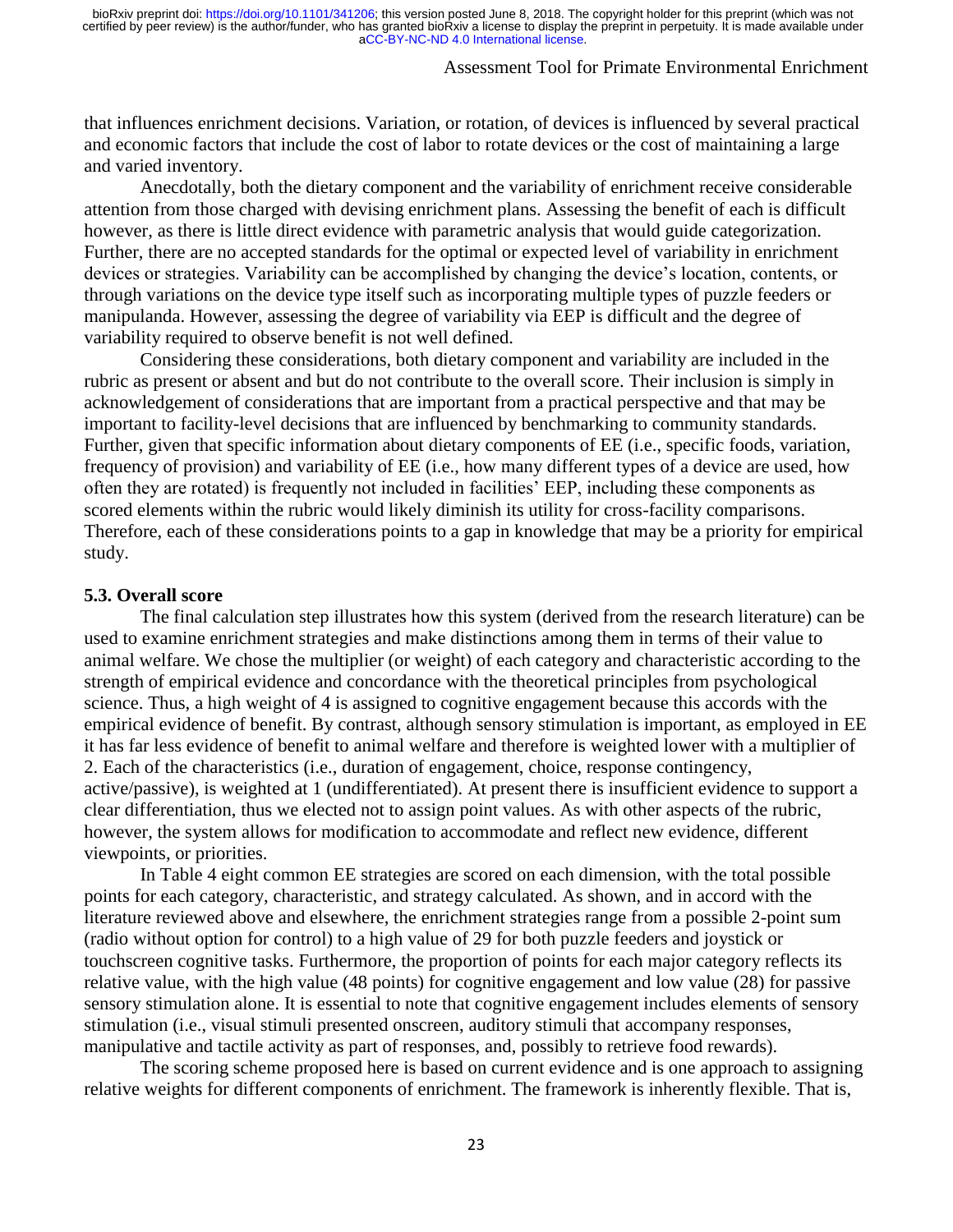that influences enrichment decisions. Variation, or rotation, of devices is influenced by several practical and economic factors that include the cost of labor to rotate devices or the cost of maintaining a large and varied inventory.

Anecdotally, both the dietary component and the variability of enrichment receive considerable attention from those charged with devising enrichment plans. Assessing the benefit of each is difficult however, as there is little direct evidence with parametric analysis that would guide categorization. Further, there are no accepted standards for the optimal or expected level of variability in enrichment devices or strategies. Variability can be accomplished by changing the device's location, contents, or through variations on the device type itself such as incorporating multiple types of puzzle feeders or manipulanda. However, assessing the degree of variability via EEP is difficult and the degree of variability required to observe benefit is not well defined.

Considering these considerations, both dietary component and variability are included in the rubric as present or absent and but do not contribute to the overall score. Their inclusion is simply in acknowledgement of considerations that are important from a practical perspective and that may be important to facility-level decisions that are influenced by benchmarking to community standards. Further, given that specific information about dietary components of EE (i.e., specific foods, variation, frequency of provision) and variability of EE (i.e., how many different types of a device are used, how often they are rotated) is frequently not included in facilities' EEP, including these components as scored elements within the rubric would likely diminish its utility for cross-facility comparisons. Therefore, each of these considerations points to a gap in knowledge that may be a priority for empirical study.

### 5.3. Overall score

The final calculation step illustrates how this system (derived from the research literature) can be used to examine enrichment strategies and make distinctions among them in terms of their value to animal welfare. We chose the multiplier (or weight) of each category and characteristic according to the strength of empirical evidence and concordance with the theoretical principles from psychological science. Thus, a high weight of 4 is assigned to cognitive engagement because this accords with the empirical evidence of benefit. By contrast, although sensory stimulation is important, as employed in EE it has far less evidence of benefit to animal welfare and therefore is weighted lower with a multiplier of 2. Each of the characteristics (i.e., duration of engagement, choice, response contingency, active/passive), is weighted at 1 (undifferentiated). At present there is insufficient evidence to support a clear differentiation, thus we elected not to assign point values. As with other aspects of the rubric, however, the system allows for modification to accommodate and reflect new evidence, different viewpoints, or priorities.

In Table 4 eight common EE strategies are scored on each dimension, with the total possible points for each category, characteristic, and strategy calculated. As shown, and in accord with the literature reviewed above and elsewhere, the enrichment strategies range from a possible 2-point sum (radio without option for control) to a high value of 29 for both puzzle feeders and joystick or touchscreen cognitive tasks. Furthermore, the proportion of points for each major category reflects its relative value, with the high value (48 points) for cognitive engagement and low value (28) for passive sensory stimulation alone. It is essential to note that cognitive engagement includes elements of sensory stimulation (i.e., visual stimuli presented onscreen, auditory stimuli that accompany responses, manipulative and tactile activity as part of responses, and, possibly to retrieve food rewards).

The scoring scheme proposed here is based on current evidence and is one approach to assigning relative weights for different components of enrichment. The framework is inherently flexible. That is,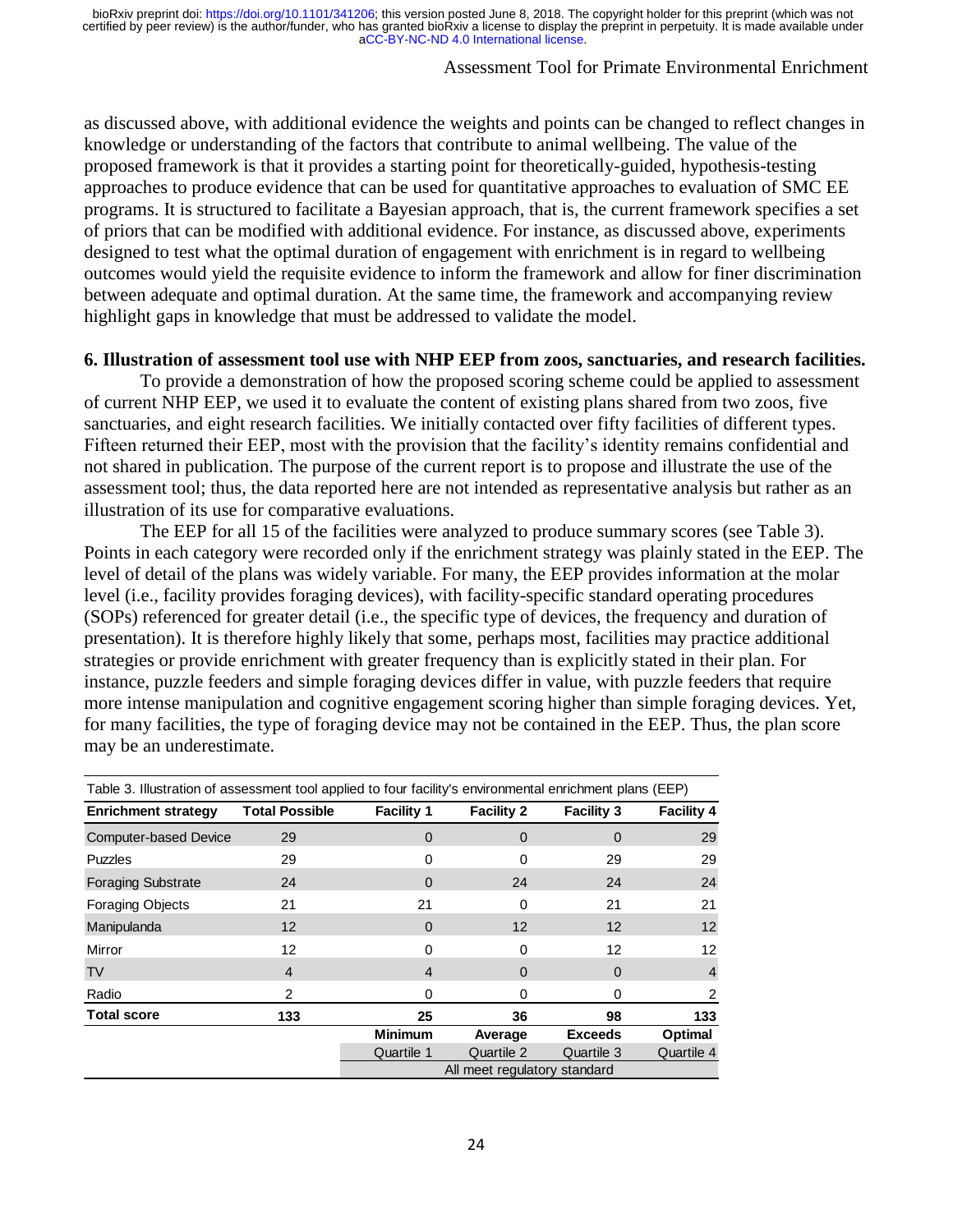as discussed above, with additional evidence the weights and points can be changed to reflect changes in knowledge or understanding of the factors that contribute to animal wellbeing. The value of the proposed framework is that it provides a starting point for theoretically-guided, hypothesis-testing approaches to produce evidence that can be used for quantitative approaches to evaluation of SMC EE programs. It is structured to facilitate a Bayesian approach, that is, the current framework specifies a set of priors that can be modified with additional evidence. For instance, as discussed above, experiments designed to test what the optimal duration of engagement with enrichment is in regard to wellbeing outcomes would yield the requisite evidence to inform the framework and allow for finer discrimination between adequate and optimal duration. At the same time, the framework and accompanying review highlight gaps in knowledge that must be addressed to validate the model.

## 6. Illustration of assessment tool use with NHP EEP from zoos, sanctuaries, and research facilities.

To provide a demonstration of how the proposed scoring scheme could be applied to assessment of current NHP EEP, we used it to evaluate the content of existing plans shared from two zoos, five sanctuaries, and eight research facilities. We initially contacted over fifty facilities of different types. Fifteen returned their EEP, most with the provision that the facility's identity remains confidential and not shared in publication. The purpose of the current report is to propose and illustrate the use of the assessment tool; thus, the data reported here are not intended as representative analysis but rather as an illustration of its use for comparative evaluations.

The EEP for all 15 of the facilities were analyzed to produce summary scores (see Table 3). Points in each category were recorded only if the enrichment strategy was plainly stated in the EEP. The level of detail of the plans was widely variable. For many, the EEP provides information at the molar level (i.e., facility provides foraging devices), with facility-specific standard operating procedures (SOPs) referenced for greater detail (i.e., the specific type of devices, the frequency and duration of presentation). It is therefore highly likely that some, perhaps most, facilities may practice additional strategies or provide enrichment with greater frequency than is explicitly stated in their plan. For instance, puzzle feeders and simple foraging devices differ in value, with puzzle feeders that require more intense manipulation and cognitive engagement scoring higher than simple foraging devices. Yet, for many facilities, the type of foraging device may not be contained in the EEP. Thus, the plan score may be an underestimate.

Table 3. Illustration of assessment tool applied to four facility's environmental enrichment plans (EEP)

| Enrichment strategy | Total Possible | Facility 1 | Facility 2 | Facility 3 | Facility 4 |
|---|---|---|---|---|---|
| Computer-based Device | 29 | 0 | 0 | 0 | 29 |
| Puzzles | 29 | 0 | 0 | 29 | 29 |
| Foraging Substrate | 24 | 0 | 24 | 24 | 24 |
| Foraging Objects | 21 | 21 | 0 | 21 | 21 |
| Manipulanda | 12 | 0 | 12 | 12 | 12 |
| Mirror | 12 | 0 | 0 | 12 | 12 |
| TV | 4 | 4 | 0 | 0 | 4 |
| Radio | 2 | 0 | 0 | 0 | 2 |
| **Total score** | **133** | **25** | **36** | **98** | **133** |
| | | **Minimum** | **Average** | **Exceeds** | **Optimal** |
| | | Quartile 1 | Quartile 2 | Quartile 3 | Quartile 4 |
| | | All meet regulatory standard | | | |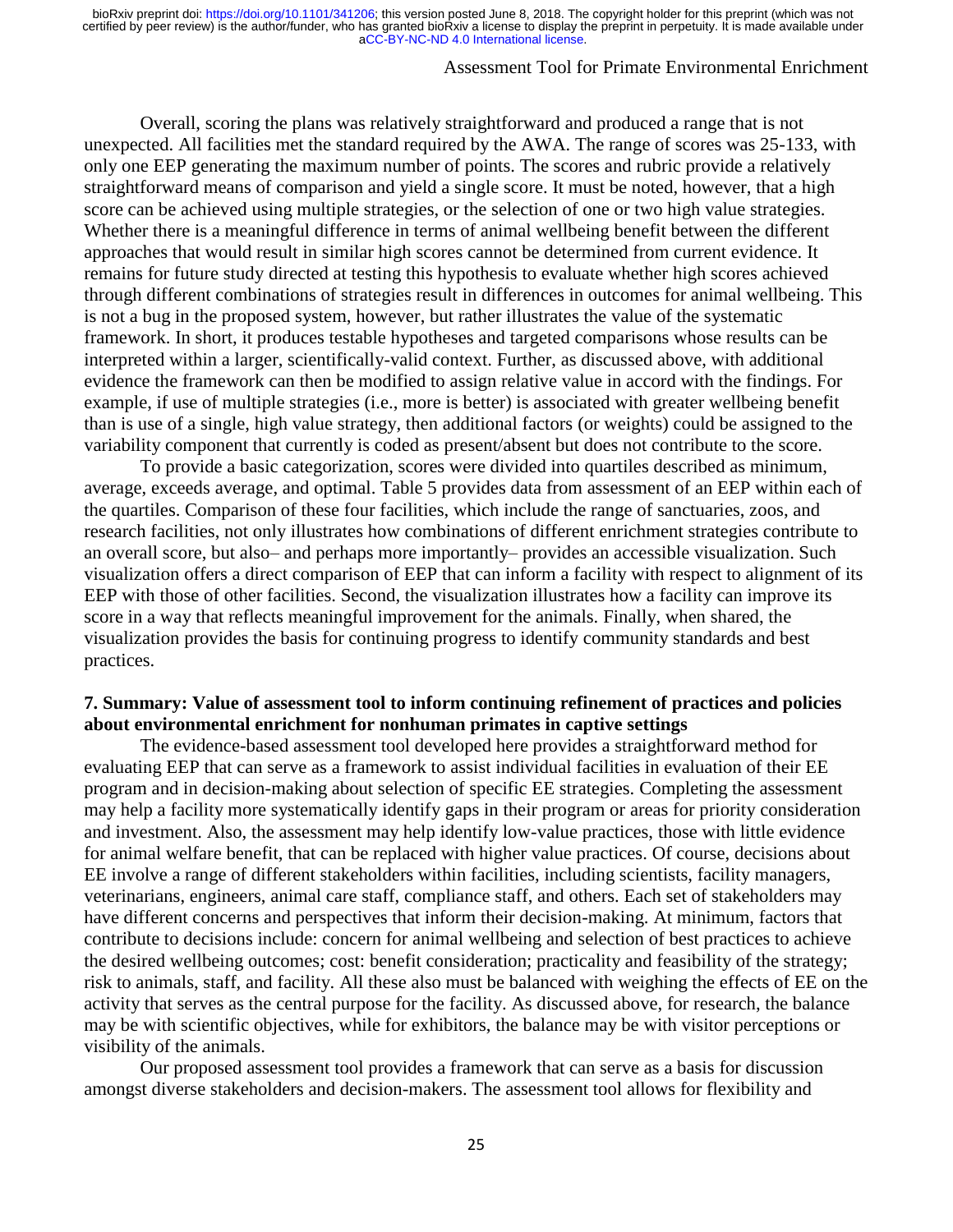Overall, scoring the plans was relatively straightforward and produced a range that is not unexpected. All facilities met the standard required by the AWA. The range of scores was 25-133, with only one EEP generating the maximum number of points. The scores and rubric provide a relatively straightforward means of comparison and yield a single score. It must be noted, however, that a high score can be achieved using multiple strategies, or the selection of one or two high value strategies. Whether there is a meaningful difference in terms of animal wellbeing benefit between the different approaches that would result in similar high scores cannot be determined from current evidence. It remains for future study directed at testing this hypothesis to evaluate whether high scores achieved through different combinations of strategies result in differences in outcomes for animal wellbeing. This is not a bug in the proposed system, however, but rather illustrates the value of the systematic framework. In short, it produces testable hypotheses and targeted comparisons whose results can be interpreted within a larger, scientifically-valid context. Further, as discussed above, with additional evidence the framework can then be modified to assign relative value in accord with the findings. For example, if use of multiple strategies (i.e., more is better) is associated with greater wellbeing benefit than is use of a single, high value strategy, then additional factors (or weights) could be assigned to the variability component that currently is coded as present/absent but does not contribute to the score.

To provide a basic categorization, scores were divided into quartiles described as minimum, average, exceeds average, and optimal. Table 5 provides data from assessment of an EEP within each of the quartiles. Comparison of these four facilities, which include the range of sanctuaries, zoos, and research facilities, not only illustrates how combinations of different enrichment strategies contribute to an overall score, but also– and perhaps more importantly– provides an accessible visualization. Such visualization offers a direct comparison of EEP that can inform a facility with respect to alignment of its EEP with those of other facilities. Second, the visualization illustrates how a facility can improve its score in a way that reflects meaningful improvement for the animals. Finally, when shared, the visualization provides the basis for continuing progress to identify community standards and best practices.

## 7. Summary: Value of assessment tool to inform continuing refinement of practices and policies about environmental enrichment for nonhuman primates in captive settings

The evidence-based assessment tool developed here provides a straightforward method for evaluating EEP that can serve as a framework to assist individual facilities in evaluation of their EE program and in decision-making about selection of specific EE strategies. Completing the assessment may help a facility more systematically identify gaps in their program or areas for priority consideration and investment. Also, the assessment may help identify low-value practices, those with little evidence for animal welfare benefit, that can be replaced with higher value practices. Of course, decisions about EE involve a range of different stakeholders within facilities, including scientists, facility managers, veterinarians, engineers, animal care staff, compliance staff, and others. Each set of stakeholders may have different concerns and perspectives that inform their decision-making. At minimum, factors that contribute to decisions include: concern for animal wellbeing and selection of best practices to achieve the desired wellbeing outcomes; cost: benefit consideration; practicality and feasibility of the strategy; risk to animals, staff, and facility. All these also must be balanced with weighing the effects of EE on the activity that serves as the central purpose for the facility. As discussed above, for research, the balance may be with scientific objectives, while for exhibitors, the balance may be with visitor perceptions or visibility of the animals.

Our proposed assessment tool provides a framework that can serve as a basis for discussion amongst diverse stakeholders and decision-makers. The assessment tool allows for flexibility and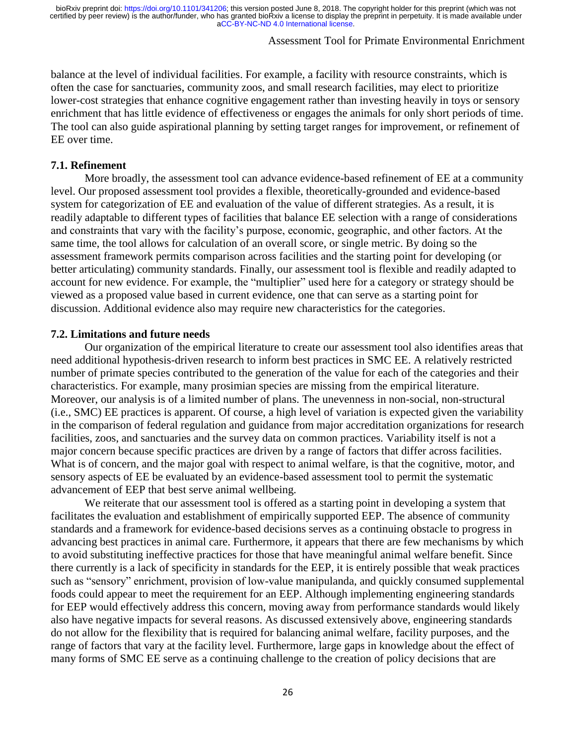balance at the level of individual facilities. For example, a facility with resource constraints, which is often the case for sanctuaries, community zoos, and small research facilities, may elect to prioritize lower-cost strategies that enhance cognitive engagement rather than investing heavily in toys or sensory enrichment that has little evidence of effectiveness or engages the animals for only short periods of time. The tool can also guide aspirational planning by setting target ranges for improvement, or refinement of EE over time.

### 7.1. Refinement

More broadly, the assessment tool can advance evidence-based refinement of EE at a community level. Our proposed assessment tool provides a flexible, theoretically-grounded and evidence-based system for categorization of EE and evaluation of the value of different strategies. As a result, it is readily adaptable to different types of facilities that balance EE selection with a range of considerations and constraints that vary with the facility's purpose, economic, geographic, and other factors. At the same time, the tool allows for calculation of an overall score, or single metric. By doing so the assessment framework permits comparison across facilities and the starting point for developing (or better articulating) community standards. Finally, our assessment tool is flexible and readily adapted to account for new evidence. For example, the "multiplier" used here for a category or strategy should be viewed as a proposed value based in current evidence, one that can serve as a starting point for discussion. Additional evidence also may require new characteristics for the categories.

### 7.2. Limitations and future needs

Our organization of the empirical literature to create our assessment tool also identifies areas that need additional hypothesis-driven research to inform best practices in SMC EE. A relatively restricted number of primate species contributed to the generation of the value for each of the categories and their characteristics. For example, many prosimian species are missing from the empirical literature. Moreover, our analysis is of a limited number of plans. The unevenness in non-social, non-structural (i.e., SMC) EE practices is apparent. Of course, a high level of variation is expected given the variability in the comparison of federal regulation and guidance from major accreditation organizations for research facilities, zoos, and sanctuaries and the survey data on common practices. Variability itself is not a major concern because specific practices are driven by a range of factors that differ across facilities. What is of concern, and the major goal with respect to animal welfare, is that the cognitive, motor, and sensory aspects of EE be evaluated by an evidence-based assessment tool to permit the systematic advancement of EEP that best serve animal wellbeing.

We reiterate that our assessment tool is offered as a starting point in developing a system that facilitates the evaluation and establishment of empirically supported EEP. The absence of community standards and a framework for evidence-based decisions serves as a continuing obstacle to progress in advancing best practices in animal care. Furthermore, it appears that there are few mechanisms by which to avoid substituting ineffective practices for those that have meaningful animal welfare benefit. Since there currently is a lack of specificity in standards for the EEP, it is entirely possible that weak practices such as "sensory" enrichment, provision of low-value manipulanda, and quickly consumed supplemental foods could appear to meet the requirement for an EEP. Although implementing engineering standards for EEP would effectively address this concern, moving away from performance standards would likely also have negative impacts for several reasons. As discussed extensively above, engineering standards do not allow for the flexibility that is required for balancing animal welfare, facility purposes, and the range of factors that vary at the facility level. Furthermore, large gaps in knowledge about the effect of many forms of SMC EE serve as a continuing challenge to the creation of policy decisions that are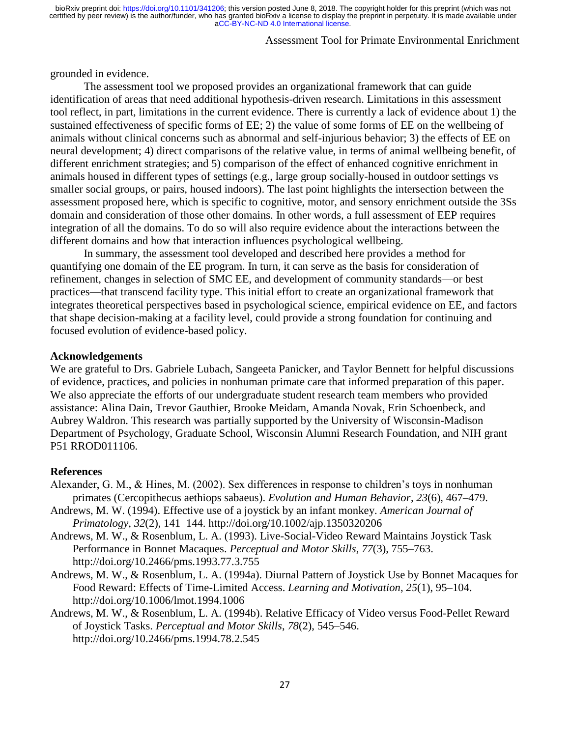grounded in evidence.

The assessment tool we proposed provides an organizational framework that can guide identification of areas that need additional hypothesis-driven research. Limitations in this assessment tool reflect, in part, limitations in the current evidence. There is currently a lack of evidence about 1) the sustained effectiveness of specific forms of EE; 2) the value of some forms of EE on the wellbeing of animals without clinical concerns such as abnormal and self-injurious behavior; 3) the effects of EE on neural development; 4) direct comparisons of the relative value, in terms of animal wellbeing benefit, of different enrichment strategies; and 5) comparison of the effect of enhanced cognitive enrichment in animals housed in different types of settings (e.g., large group socially-housed in outdoor settings vs smaller social groups, or pairs, housed indoors). The last point highlights the intersection between the assessment proposed here, which is specific to cognitive, motor, and sensory enrichment outside the 3Ss domain and consideration of those other domains. In other words, a full assessment of EEP requires integration of all the domains. To do so will also require evidence about the interactions between the different domains and how that interaction influences psychological wellbeing.

In summary, the assessment tool developed and described here provides a method for quantifying one domain of the EE program. In turn, it can serve as the basis for consideration of refinement, changes in selection of SMC EE, and development of community standards—or best practices—that transcend facility type. This initial effort to create an organizational framework that integrates theoretical perspectives based in psychological science, empirical evidence on EE, and factors that shape decision-making at a facility level, could provide a strong foundation for continuing and focused evolution of evidence-based policy.

## Acknowledgements

We are grateful to Drs. Gabriele Lubach, Sangeeta Panicker, and Taylor Bennett for helpful discussions of evidence, practices, and policies in nonhuman primate care that informed preparation of this paper. We also appreciate the efforts of our undergraduate student research team members who provided assistance: Alina Dain, Trevor Gauthier, Brooke Meidam, Amanda Novak, Erin Schoenbeck, and Aubrey Waldron. This research was partially supported by the University of Wisconsin-Madison Department of Psychology, Graduate School, Wisconsin Alumni Research Foundation, and NIH grant P51 RROD011106.

## References

Alexander, G. M., & Hines, M. (2002). Sex differences in response to children's toys in nonhuman primates (Cercopithecus aethiops sabaeus). *Evolution and Human Behavior*, *23*(6), 467–479.

Andrews, M. W. (1994). Effective use of a joystick by an infant monkey. *American Journal of Primatology*, *32*(2), 141–144. http://doi.org/10.1002/ajp.1350320206

Andrews, M. W., & Rosenblum, L. A. (1993). Live-Social-Video Reward Maintains Joystick Task Performance in Bonnet Macaques. *Perceptual and Motor Skills*, *77*(3), 755–763. http://doi.org/10.2466/pms.1993.77.3.755

Andrews, M. W., & Rosenblum, L. A. (1994a). Diurnal Pattern of Joystick Use by Bonnet Macaques for Food Reward: Effects of Time-Limited Access. *Learning and Motivation*, *25*(1), 95–104. http://doi.org/10.1006/lmot.1994.1006

Andrews, M. W., & Rosenblum, L. A. (1994b). Relative Efficacy of Video versus Food-Pellet Reward of Joystick Tasks. *Perceptual and Motor Skills*, *78*(2), 545–546. http://doi.org/10.2466/pms.1994.78.2.545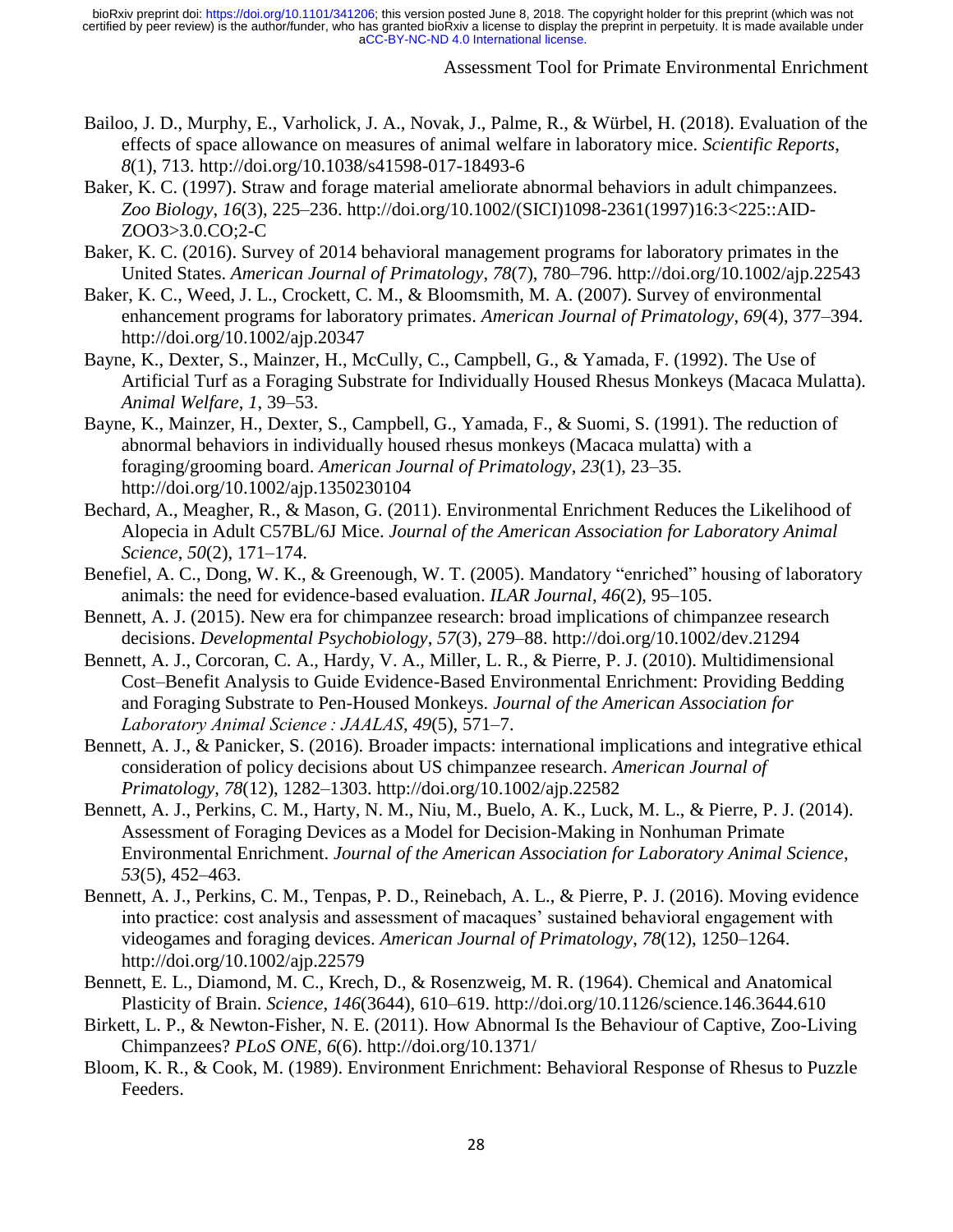Bailoo, J. D., Murphy, E., Varholick, J. A., Novak, J., Palme, R., & Würbel, H. (2018). Evaluation of the effects of space allowance on measures of animal welfare in laboratory mice. *Scientific Reports*, *8*(1), 713. http://doi.org/10.1038/s41598-017-18493-6

Baker, K. C. (1997). Straw and forage material ameliorate abnormal behaviors in adult chimpanzees. *Zoo Biology*, *16*(3), 225–236. http://doi.org/10.1002/(SICI)1098-2361(1997)16:3<225::AID-ZOO3>3.0.CO;2-C

Baker, K. C. (2016). Survey of 2014 behavioral management programs for laboratory primates in the United States. *American Journal of Primatology*, *78*(7), 780–796. http://doi.org/10.1002/ajp.22543

Baker, K. C., Weed, J. L., Crockett, C. M., & Bloomsmith, M. A. (2007). Survey of environmental enhancement programs for laboratory primates. *American Journal of Primatology*, *69*(4), 377–394. http://doi.org/10.1002/ajp.20347

Bayne, K., Dexter, S., Mainzer, H., McCully, C., Campbell, G., & Yamada, F. (1992). The Use of Artificial Turf as a Foraging Substrate for Individually Housed Rhesus Monkeys (Macaca Mulatta). *Animal Welfare*, *1*, 39–53.

Bayne, K., Mainzer, H., Dexter, S., Campbell, G., Yamada, F., & Suomi, S. (1991). The reduction of abnormal behaviors in individually housed rhesus monkeys (Macaca mulatta) with a foraging/grooming board. *American Journal of Primatology*, *23*(1), 23–35. http://doi.org/10.1002/ajp.1350230104

Bechard, A., Meagher, R., & Mason, G. (2011). Environmental Enrichment Reduces the Likelihood of Alopecia in Adult C57BL/6J Mice. *Journal of the American Association for Laboratory Animal Science*, *50*(2), 171–174.

Benefiel, A. C., Dong, W. K., & Greenough, W. T. (2005). Mandatory "enriched" housing of laboratory animals: the need for evidence-based evaluation. *ILAR Journal*, *46*(2), 95–105.

Bennett, A. J. (2015). New era for chimpanzee research: broad implications of chimpanzee research decisions. *Developmental Psychobiology*, *57*(3), 279–88. http://doi.org/10.1002/dev.21294

Bennett, A. J., Corcoran, C. A., Hardy, V. A., Miller, L. R., & Pierre, P. J. (2010). Multidimensional Cost–Benefit Analysis to Guide Evidence-Based Environmental Enrichment: Providing Bedding and Foraging Substrate to Pen-Housed Monkeys. *Journal of the American Association for Laboratory Animal Science : JAALAS*, *49*(5), 571–7.

Bennett, A. J., & Panicker, S. (2016). Broader impacts: international implications and integrative ethical consideration of policy decisions about US chimpanzee research. *American Journal of Primatology*, *78*(12), 1282–1303. http://doi.org/10.1002/ajp.22582

Bennett, A. J., Perkins, C. M., Harty, N. M., Niu, M., Buelo, A. K., Luck, M. L., & Pierre, P. J. (2014). Assessment of Foraging Devices as a Model for Decision-Making in Nonhuman Primate Environmental Enrichment. *Journal of the American Association for Laboratory Animal Science*, *53*(5), 452–463.

Bennett, A. J., Perkins, C. M., Tenpas, P. D., Reinebach, A. L., & Pierre, P. J. (2016). Moving evidence into practice: cost analysis and assessment of macaques' sustained behavioral engagement with videogames and foraging devices. *American Journal of Primatology*, *78*(12), 1250–1264. http://doi.org/10.1002/ajp.22579

Bennett, E. L., Diamond, M. C., Krech, D., & Rosenzweig, M. R. (1964). Chemical and Anatomical Plasticity of Brain. *Science*, *146*(3644), 610–619. http://doi.org/10.1126/science.146.3644.610

Birkett, L. P., & Newton-Fisher, N. E. (2011). How Abnormal Is the Behaviour of Captive, Zoo-Living Chimpanzees? *PLoS ONE*, *6*(6). http://doi.org/10.1371/

Bloom, K. R., & Cook, M. (1989). Environment Enrichment: Behavioral Response of Rhesus to Puzzle Feeders.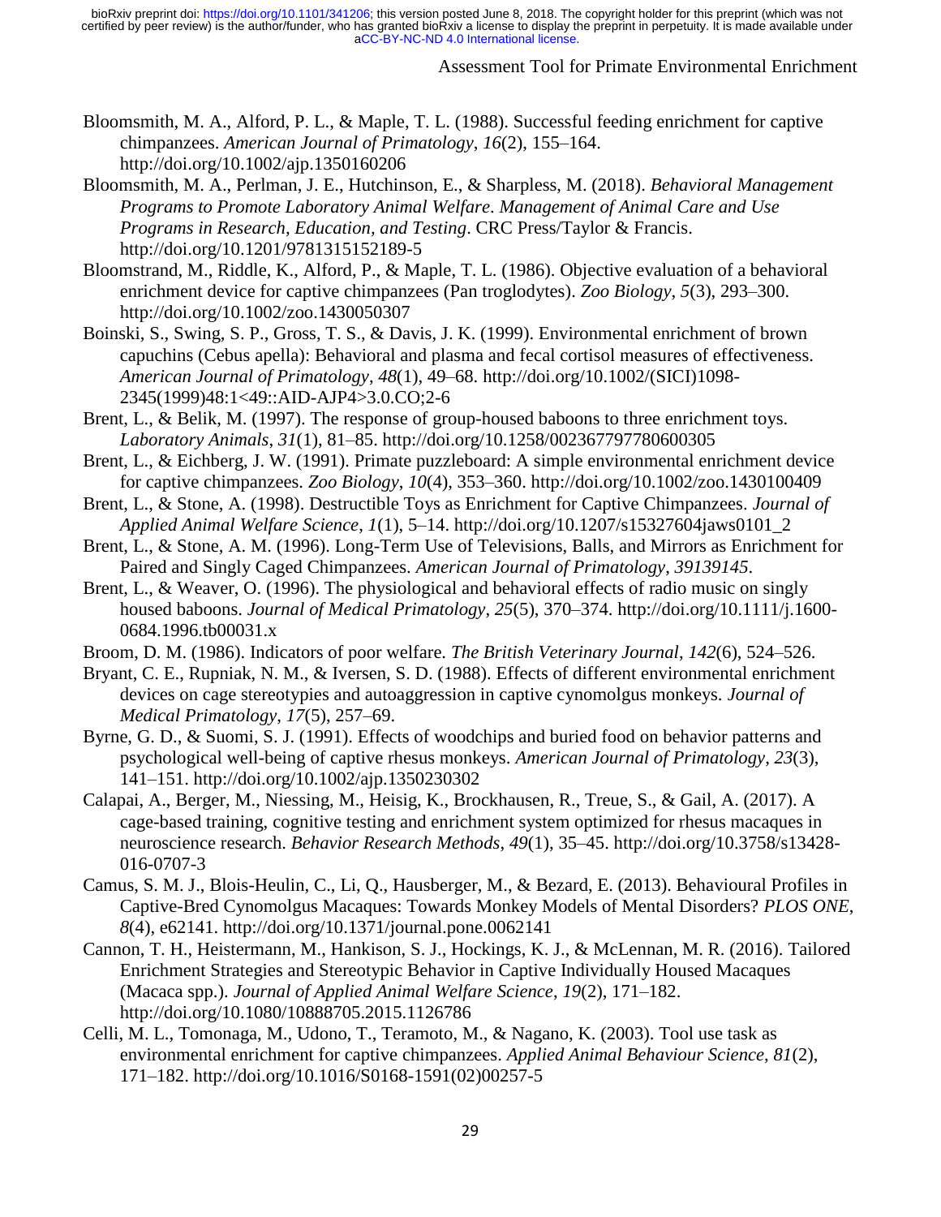Bloomsmith, M. A., Alford, P. L., & Maple, T. L. (1988). Successful feeding enrichment for captive chimpanzees. *American Journal of Primatology*, *16*(2), 155–164. http://doi.org/10.1002/ajp.1350160206

Bloomsmith, M. A., Perlman, J. E., Hutchinson, E., & Sharpless, M. (2018). *Behavioral Management Programs to Promote Laboratory Animal Welfare*. *Management of Animal Care and Use Programs in Research, Education, and Testing*. CRC Press/Taylor & Francis. http://doi.org/10.1201/9781315152189-5

Bloomstrand, M., Riddle, K., Alford, P., & Maple, T. L. (1986). Objective evaluation of a behavioral enrichment device for captive chimpanzees (Pan troglodytes). *Zoo Biology*, *5*(3), 293–300. http://doi.org/10.1002/zoo.1430050307

Boinski, S., Swing, S. P., Gross, T. S., & Davis, J. K. (1999). Environmental enrichment of brown capuchins (Cebus apella): Behavioral and plasma and fecal cortisol measures of effectiveness. *American Journal of Primatology*, *48*(1), 49–68. http://doi.org/10.1002/(SICI)1098-2345(1999)48:1<49::AID-AJP4>3.0.CO;2-6

Brent, L., & Belik, M. (1997). The response of group-housed baboons to three enrichment toys. *Laboratory Animals*, *31*(1), 81–85. http://doi.org/10.1258/002367797780600305

Brent, L., & Eichberg, J. W. (1991). Primate puzzleboard: A simple environmental enrichment device for captive chimpanzees. *Zoo Biology*, *10*(4), 353–360. http://doi.org/10.1002/zoo.1430100409

Brent, L., & Stone, A. (1998). Destructible Toys as Enrichment for Captive Chimpanzees. *Journal of Applied Animal Welfare Science*, *1*(1), 5–14. http://doi.org/10.1207/s15327604jaws0101_2

Brent, L., & Stone, A. M. (1996). Long-Term Use of Televisions, Balls, and Mirrors as Enrichment for Paired and Singly Caged Chimpanzees. *American Journal of Primatology*, *39139145*.

Brent, L., & Weaver, O. (1996). The physiological and behavioral effects of radio music on singly housed baboons. *Journal of Medical Primatology*, *25*(5), 370–374. http://doi.org/10.1111/j.1600-0684.1996.tb00031.x

Broom, D. M. (1986). Indicators of poor welfare. *The British Veterinary Journal*, *142*(6), 524–526.

Bryant, C. E., Rupniak, N. M., & Iversen, S. D. (1988). Effects of different environmental enrichment devices on cage stereotypies and autoaggression in captive cynomolgus monkeys. *Journal of Medical Primatology*, *17*(5), 257–69.

Byrne, G. D., & Suomi, S. J. (1991). Effects of woodchips and buried food on behavior patterns and psychological well-being of captive rhesus monkeys. *American Journal of Primatology*, *23*(3), 141–151. http://doi.org/10.1002/ajp.1350230302

Calapai, A., Berger, M., Niessing, M., Heisig, K., Brockhausen, R., Treue, S., & Gail, A. (2017). A cage-based training, cognitive testing and enrichment system optimized for rhesus macaques in neuroscience research. *Behavior Research Methods*, *49*(1), 35–45. http://doi.org/10.3758/s13428-016-0707-3

Camus, S. M. J., Blois-Heulin, C., Li, Q., Hausberger, M., & Bezard, E. (2013). Behavioural Profiles in Captive-Bred Cynomolgus Macaques: Towards Monkey Models of Mental Disorders? *PLOS ONE*, *8*(4), e62141. http://doi.org/10.1371/journal.pone.0062141

Cannon, T. H., Heistermann, M., Hankison, S. J., Hockings, K. J., & McLennan, M. R. (2016). Tailored Enrichment Strategies and Stereotypic Behavior in Captive Individually Housed Macaques (Macaca spp.). *Journal of Applied Animal Welfare Science*, *19*(2), 171–182. http://doi.org/10.1080/10888705.2015.1126786

Celli, M. L., Tomonaga, M., Udono, T., Teramoto, M., & Nagano, K. (2003). Tool use task as environmental enrichment for captive chimpanzees. *Applied Animal Behaviour Science*, *81*(2), 171–182. http://doi.org/10.1016/S0168-1591(02)00257-5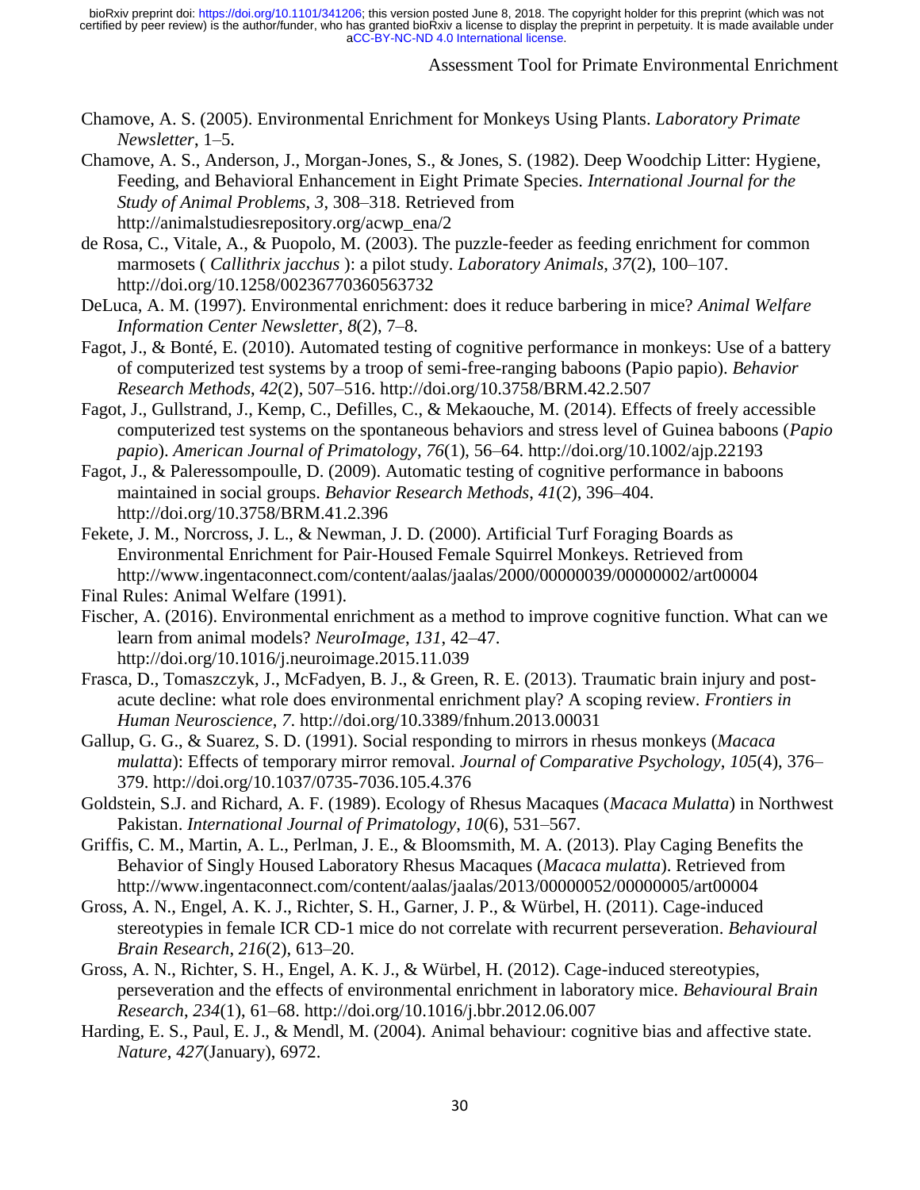Chamove, A. S. (2005). Environmental Enrichment for Monkeys Using Plants. *Laboratory Primate Newsletter*, 1–5.

Chamove, A. S., Anderson, J., Morgan-Jones, S., & Jones, S. (1982). Deep Woodchip Litter: Hygiene, Feeding, and Behavioral Enhancement in Eight Primate Species. *International Journal for the Study of Animal Problems*, *3*, 308–318. Retrieved from http://animalstudiesrepository.org/acwp_ena/2

de Rosa, C., Vitale, A., & Puopolo, M. (2003). The puzzle-feeder as feeding enrichment for common marmosets ( *Callithrix jacchus* ): a pilot study. *Laboratory Animals*, *37*(2), 100–107. http://doi.org/10.1258/00236770360563732

DeLuca, A. M. (1997). Environmental enrichment: does it reduce barbering in mice? *Animal Welfare Information Center Newsletter*, *8*(2), 7–8.

Fagot, J., & Bonté, E. (2010). Automated testing of cognitive performance in monkeys: Use of a battery of computerized test systems by a troop of semi-free-ranging baboons (Papio papio). *Behavior Research Methods*, *42*(2), 507–516. http://doi.org/10.3758/BRM.42.2.507

Fagot, J., Gullstrand, J., Kemp, C., Defilles, C., & Mekaouche, M. (2014). Effects of freely accessible computerized test systems on the spontaneous behaviors and stress level of Guinea baboons (*Papio papio*). *American Journal of Primatology*, *76*(1), 56–64. http://doi.org/10.1002/ajp.22193

Fagot, J., & Paleressompoulle, D. (2009). Automatic testing of cognitive performance in baboons maintained in social groups. *Behavior Research Methods*, *41*(2), 396–404. http://doi.org/10.3758/BRM.41.2.396

Fekete, J. M., Norcross, J. L., & Newman, J. D. (2000). Artificial Turf Foraging Boards as Environmental Enrichment for Pair-Housed Female Squirrel Monkeys. Retrieved from http://www.ingentaconnect.com/content/aalas/jaalas/2000/00000039/00000002/art00004

Final Rules: Animal Welfare (1991).

Fischer, A. (2016). Environmental enrichment as a method to improve cognitive function. What can we learn from animal models? *NeuroImage*, *131*, 42–47. http://doi.org/10.1016/j.neuroimage.2015.11.039

Frasca, D., Tomaszczyk, J., McFadyen, B. J., & Green, R. E. (2013). Traumatic brain injury and post-acute decline: what role does environmental enrichment play? A scoping review. *Frontiers in Human Neuroscience*, *7*. http://doi.org/10.3389/fnhum.2013.00031

Gallup, G. G., & Suarez, S. D. (1991). Social responding to mirrors in rhesus monkeys (*Macaca mulatta*): Effects of temporary mirror removal. *Journal of Comparative Psychology*, *105*(4), 376–379. http://doi.org/10.1037/0735-7036.105.4.376

Goldstein, S.J. and Richard, A. F. (1989). Ecology of Rhesus Macaques (*Macaca Mulatta*) in Northwest Pakistan. *International Journal of Primatology*, *10*(6), 531–567.

Griffis, C. M., Martin, A. L., Perlman, J. E., & Bloomsmith, M. A. (2013). Play Caging Benefits the Behavior of Singly Housed Laboratory Rhesus Macaques (*Macaca mulatta*). Retrieved from http://www.ingentaconnect.com/content/aalas/jaalas/2013/00000052/00000005/art00004

Gross, A. N., Engel, A. K. J., Richter, S. H., Garner, J. P., & Würbel, H. (2011). Cage-induced stereotypies in female ICR CD-1 mice do not correlate with recurrent perseveration. *Behavioural Brain Research*, *216*(2), 613–20.

Gross, A. N., Richter, S. H., Engel, A. K. J., & Würbel, H. (2012). Cage-induced stereotypies, perseveration and the effects of environmental enrichment in laboratory mice. *Behavioural Brain Research*, *234*(1), 61–68. http://doi.org/10.1016/j.bbr.2012.06.007

Harding, E. S., Paul, E. J., & Mendl, M. (2004). Animal behaviour: cognitive bias and affective state. *Nature*, *427*(January), 6972.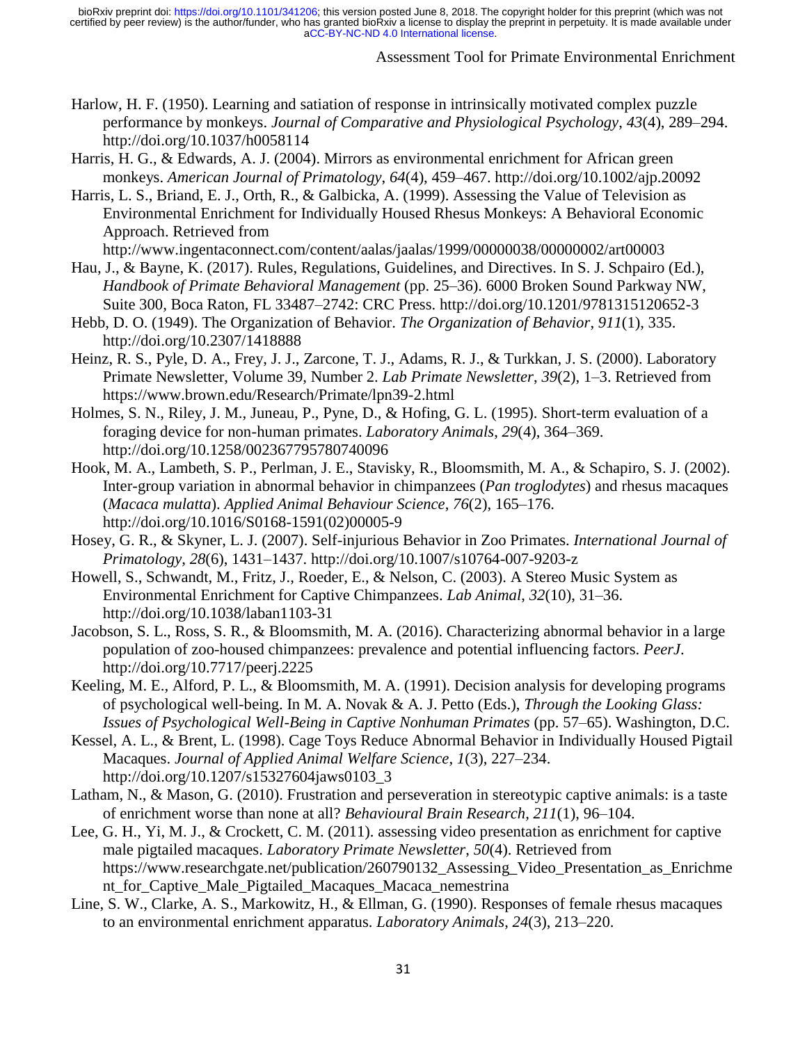Harlow, H. F. (1950). Learning and satiation of response in intrinsically motivated complex puzzle performance by monkeys. *Journal of Comparative and Physiological Psychology*, *43*(4), 289–294. http://doi.org/10.1037/h0058114

Harris, H. G., & Edwards, A. J. (2004). Mirrors as environmental enrichment for African green monkeys. *American Journal of Primatology*, *64*(4), 459–467. http://doi.org/10.1002/ajp.20092

Harris, L. S., Briand, E. J., Orth, R., & Galbicka, A. (1999). Assessing the Value of Television as Environmental Enrichment for Individually Housed Rhesus Monkeys: A Behavioral Economic Approach. Retrieved from http://www.ingentaconnect.com/content/aalas/jaalas/1999/00000038/00000002/art00003

Hau, J., & Bayne, K. (2017). Rules, Regulations, Guidelines, and Directives. In S. J. Schpairo (Ed.), *Handbook of Primate Behavioral Management* (pp. 25–36). 6000 Broken Sound Parkway NW, Suite 300, Boca Raton, FL 33487–2742: CRC Press. http://doi.org/10.1201/9781315120652-3

Hebb, D. O. (1949). The Organization of Behavior. *The Organization of Behavior*, *911*(1), 335. http://doi.org/10.2307/1418888

Heinz, R. S., Pyle, D. A., Frey, J. J., Zarcone, T. J., Adams, R. J., & Turkkan, J. S. (2000). Laboratory Primate Newsletter, Volume 39, Number 2. *Lab Primate Newsletter*, *39*(2), 1–3. Retrieved from https://www.brown.edu/Research/Primate/lpn39-2.html

Holmes, S. N., Riley, J. M., Juneau, P., Pyne, D., & Hofing, G. L. (1995). Short-term evaluation of a foraging device for non-human primates. *Laboratory Animals*, *29*(4), 364–369. http://doi.org/10.1258/002367795780740096

Hook, M. A., Lambeth, S. P., Perlman, J. E., Stavisky, R., Bloomsmith, M. A., & Schapiro, S. J. (2002). Inter-group variation in abnormal behavior in chimpanzees (*Pan troglodytes*) and rhesus macaques (*Macaca mulatta*). *Applied Animal Behaviour Science*, *76*(2), 165–176. http://doi.org/10.1016/S0168-1591(02)00005-9

Hosey, G. R., & Skyner, L. J. (2007). Self-injurious Behavior in Zoo Primates. *International Journal of Primatology*, *28*(6), 1431–1437. http://doi.org/10.1007/s10764-007-9203-z

Howell, S., Schwandt, M., Fritz, J., Roeder, E., & Nelson, C. (2003). A Stereo Music System as Environmental Enrichment for Captive Chimpanzees. *Lab Animal*, *32*(10), 31–36. http://doi.org/10.1038/laban1103-31

Jacobson, S. L., Ross, S. R., & Bloomsmith, M. A. (2016). Characterizing abnormal behavior in a large population of zoo-housed chimpanzees: prevalence and potential influencing factors. *PeerJ*. http://doi.org/10.7717/peerj.2225

Keeling, M. E., Alford, P. L., & Bloomsmith, M. A. (1991). Decision analysis for developing programs of psychological well-being. In M. A. Novak & A. J. Petto (Eds.), *Through the Looking Glass: Issues of Psychological Well-Being in Captive Nonhuman Primates* (pp. 57–65). Washington, D.C.

Kessel, A. L., & Brent, L. (1998). Cage Toys Reduce Abnormal Behavior in Individually Housed Pigtail Macaques. *Journal of Applied Animal Welfare Science*, *1*(3), 227–234. http://doi.org/10.1207/s15327604jaws0103_3

Latham, N., & Mason, G. (2010). Frustration and perseveration in stereotypic captive animals: is a taste of enrichment worse than none at all? *Behavioural Brain Research*, *211*(1), 96–104.

Lee, G. H., Yi, M. J., & Crockett, C. M. (2011). assessing video presentation as enrichment for captive male pigtailed macaques. *Laboratory Primate Newsletter*, *50*(4). Retrieved from https://www.researchgate.net/publication/260790132_Assessing_Video_Presentation_as_Enrichment_for_Captive_Male_Pigtailed_Macaques_Macaca_nemestrina

Line, S. W., Clarke, A. S., Markowitz, H., & Ellman, G. (1990). Responses of female rhesus macaques to an environmental enrichment apparatus. *Laboratory Animals*, *24*(3), 213–220.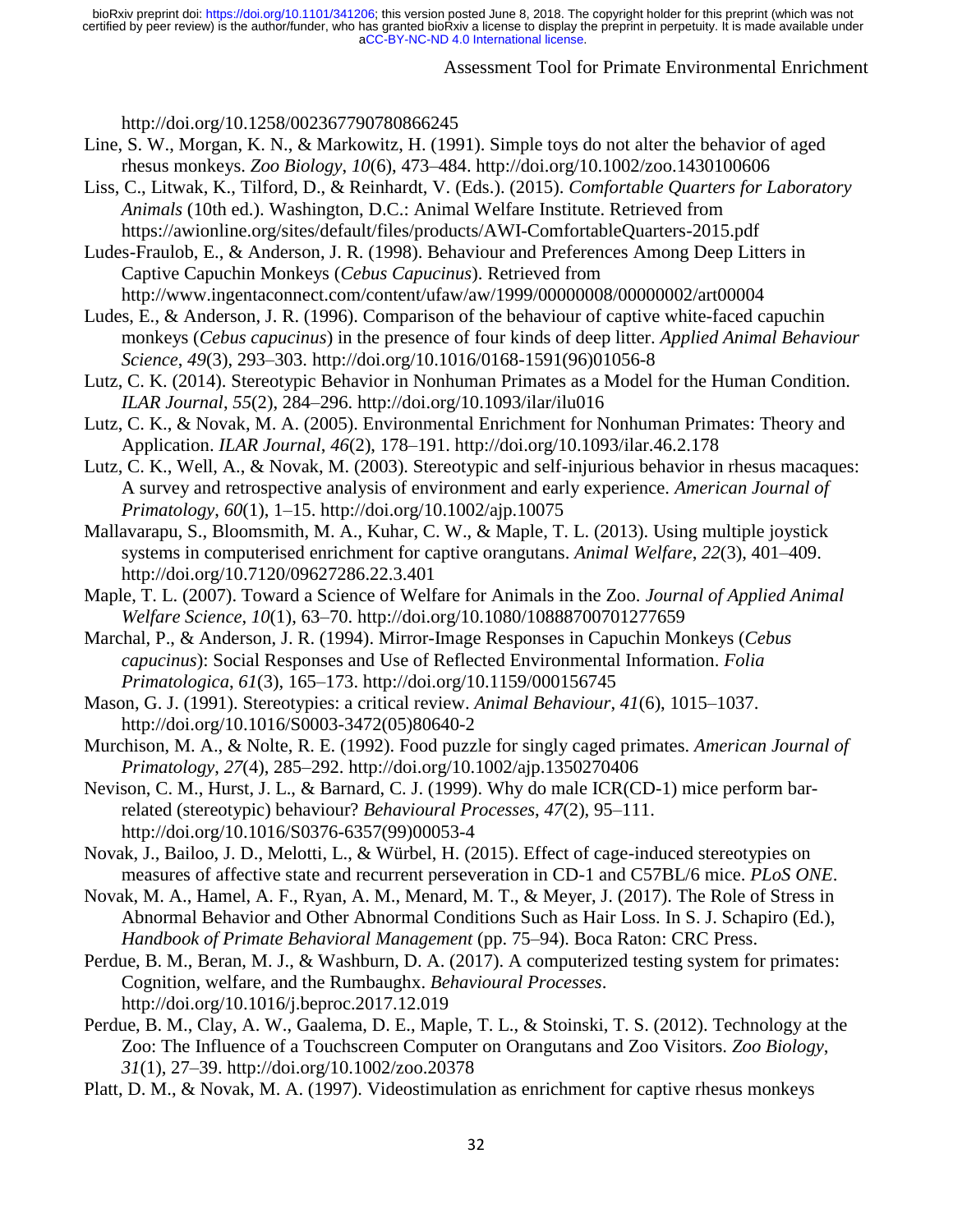http://doi.org/10.1258/002367790780866245

Line, S. W., Morgan, K. N., & Markowitz, H. (1991). Simple toys do not alter the behavior of aged rhesus monkeys. *Zoo Biology*, *10*(6), 473–484. http://doi.org/10.1002/zoo.1430100606

Liss, C., Litwak, K., Tilford, D., & Reinhardt, V. (Eds.). (2015). *Comfortable Quarters for Laboratory Animals* (10th ed.). Washington, D.C.: Animal Welfare Institute. Retrieved from https://awionline.org/sites/default/files/products/AWI-ComfortableQuarters-2015.pdf

Ludes-Fraulob, E., & Anderson, J. R. (1998). Behaviour and Preferences Among Deep Litters in Captive Capuchin Monkeys (*Cebus Capucinus*). Retrieved from http://www.ingentaconnect.com/content/ufaw/aw/1999/00000008/00000002/art00004

Ludes, E., & Anderson, J. R. (1996). Comparison of the behaviour of captive white-faced capuchin monkeys (*Cebus capucinus*) in the presence of four kinds of deep litter. *Applied Animal Behaviour Science*, *49*(3), 293–303. http://doi.org/10.1016/0168-1591(96)01056-8

Lutz, C. K. (2014). Stereotypic Behavior in Nonhuman Primates as a Model for the Human Condition. *ILAR Journal*, *55*(2), 284–296. http://doi.org/10.1093/ilar/ilu016

Lutz, C. K., & Novak, M. A. (2005). Environmental Enrichment for Nonhuman Primates: Theory and Application. *ILAR Journal*, *46*(2), 178–191. http://doi.org/10.1093/ilar.46.2.178

Lutz, C. K., Well, A., & Novak, M. (2003). Stereotypic and self-injurious behavior in rhesus macaques: A survey and retrospective analysis of environment and early experience. *American Journal of Primatology*, *60*(1), 1–15. http://doi.org/10.1002/ajp.10075

Mallavarapu, S., Bloomsmith, M. A., Kuhar, C. W., & Maple, T. L. (2013). Using multiple joystick systems in computerised enrichment for captive orangutans. *Animal Welfare*, *22*(3), 401–409. http://doi.org/10.7120/09627286.22.3.401

Maple, T. L. (2007). Toward a Science of Welfare for Animals in the Zoo. *Journal of Applied Animal Welfare Science*, *10*(1), 63–70. http://doi.org/10.1080/10888700701277659

Marchal, P., & Anderson, J. R. (1994). Mirror-Image Responses in Capuchin Monkeys (*Cebus capucinus*): Social Responses and Use of Reflected Environmental Information. *Folia Primatologica*, *61*(3), 165–173. http://doi.org/10.1159/000156745

Mason, G. J. (1991). Stereotypies: a critical review. *Animal Behaviour*, *41*(6), 1015–1037. http://doi.org/10.1016/S0003-3472(05)80640-2

Murchison, M. A., & Nolte, R. E. (1992). Food puzzle for singly caged primates. *American Journal of Primatology*, *27*(4), 285–292. http://doi.org/10.1002/ajp.1350270406

Nevison, C. M., Hurst, J. L., & Barnard, C. J. (1999). Why do male ICR(CD-1) mice perform bar-related (stereotypic) behaviour? *Behavioural Processes*, *47*(2), 95–111. http://doi.org/10.1016/S0376-6357(99)00053-4

Novak, J., Bailoo, J. D., Melotti, L., & Würbel, H. (2015). Effect of cage-induced stereotypies on measures of affective state and recurrent perseveration in CD-1 and C57BL/6 mice. *PLoS ONE*.

Novak, M. A., Hamel, A. F., Ryan, A. M., Menard, M. T., & Meyer, J. (2017). The Role of Stress in Abnormal Behavior and Other Abnormal Conditions Such as Hair Loss. In S. J. Schapiro (Ed.), *Handbook of Primate Behavioral Management* (pp. 75–94). Boca Raton: CRC Press.

Perdue, B. M., Beran, M. J., & Washburn, D. A. (2017). A computerized testing system for primates: Cognition, welfare, and the Rumbaughx. *Behavioural Processes*. http://doi.org/10.1016/j.beproc.2017.12.019

Perdue, B. M., Clay, A. W., Gaalema, D. E., Maple, T. L., & Stoinski, T. S. (2012). Technology at the Zoo: The Influence of a Touchscreen Computer on Orangutans and Zoo Visitors. *Zoo Biology*, *31*(1), 27–39. http://doi.org/10.1002/zoo.20378

Platt, D. M., & Novak, M. A. (1997). Videostimulation as enrichment for captive rhesus monkeys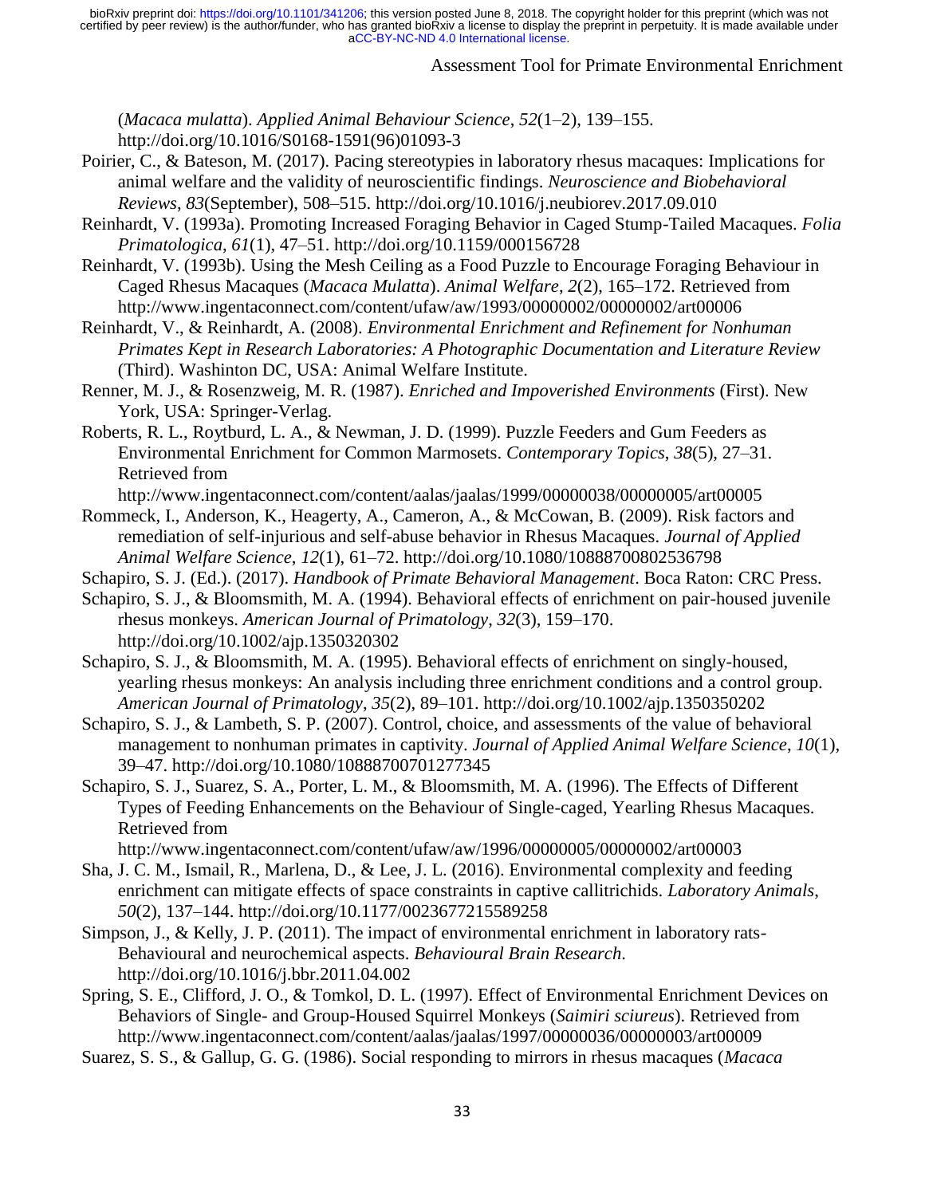(*Macaca mulatta*). *Applied Animal Behaviour Science*, *52*(1–2), 139–155. http://doi.org/10.1016/S0168-1591(96)01093-3

Poirier, C., & Bateson, M. (2017). Pacing stereotypies in laboratory rhesus macaques: Implications for animal welfare and the validity of neuroscientific findings. *Neuroscience and Biobehavioral Reviews*, *83*(September), 508–515. http://doi.org/10.1016/j.neubiorev.2017.09.010

Reinhardt, V. (1993a). Promoting Increased Foraging Behavior in Caged Stump-Tailed Macaques. *Folia Primatologica*, *61*(1), 47–51. http://doi.org/10.1159/000156728

Reinhardt, V. (1993b). Using the Mesh Ceiling as a Food Puzzle to Encourage Foraging Behaviour in Caged Rhesus Macaques (*Macaca Mulatta*). *Animal Welfare*, *2*(2), 165–172. Retrieved from http://www.ingentaconnect.com/content/ufaw/aw/1993/00000002/00000002/art00006

Reinhardt, V., & Reinhardt, A. (2008). *Environmental Enrichment and Refinement for Nonhuman Primates Kept in Research Laboratories: A Photographic Documentation and Literature Review* (Third). Washinton DC, USA: Animal Welfare Institute.

Renner, M. J., & Rosenzweig, M. R. (1987). *Enriched and Impoverished Environments* (First). New York, USA: Springer-Verlag.

Roberts, R. L., Roytburd, L. A., & Newman, J. D. (1999). Puzzle Feeders and Gum Feeders as Environmental Enrichment for Common Marmosets. *Contemporary Topics*, *38*(5), 27–31. Retrieved from http://www.ingentaconnect.com/content/aalas/jaalas/1999/00000038/00000005/art00005

Rommeck, I., Anderson, K., Heagerty, A., Cameron, A., & McCowan, B. (2009). Risk factors and remediation of self-injurious and self-abuse behavior in Rhesus Macaques. *Journal of Applied Animal Welfare Science*, *12*(1), 61–72. http://doi.org/10.1080/10888700802536798

Schapiro, S. J. (Ed.). (2017). *Handbook of Primate Behavioral Management*. Boca Raton: CRC Press.

Schapiro, S. J., & Bloomsmith, M. A. (1994). Behavioral effects of enrichment on pair-housed juvenile rhesus monkeys. *American Journal of Primatology*, *32*(3), 159–170. http://doi.org/10.1002/ajp.1350320302

Schapiro, S. J., & Bloomsmith, M. A. (1995). Behavioral effects of enrichment on singly-housed, yearling rhesus monkeys: An analysis including three enrichment conditions and a control group. *American Journal of Primatology*, *35*(2), 89–101. http://doi.org/10.1002/ajp.1350350202

Schapiro, S. J., & Lambeth, S. P. (2007). Control, choice, and assessments of the value of behavioral management to nonhuman primates in captivity. *Journal of Applied Animal Welfare Science*, *10*(1), 39–47. http://doi.org/10.1080/10888700701277345

Schapiro, S. J., Suarez, S. A., Porter, L. M., & Bloomsmith, M. A. (1996). The Effects of Different Types of Feeding Enhancements on the Behaviour of Single-caged, Yearling Rhesus Macaques. Retrieved from http://www.ingentaconnect.com/content/ufaw/aw/1996/00000005/00000002/art00003

Sha, J. C. M., Ismail, R., Marlena, D., & Lee, J. L. (2016). Environmental complexity and feeding enrichment can mitigate effects of space constraints in captive callitrichids. *Laboratory Animals*, *50*(2), 137–144. http://doi.org/10.1177/0023677215589258

Simpson, J., & Kelly, J. P. (2011). The impact of environmental enrichment in laboratory rats-Behavioural and neurochemical aspects. *Behavioural Brain Research*. http://doi.org/10.1016/j.bbr.2011.04.002

Spring, S. E., Clifford, J. O., & Tomkol, D. L. (1997). Effect of Environmental Enrichment Devices on Behaviors of Single- and Group-Housed Squirrel Monkeys (*Saimiri sciureus*). Retrieved from http://www.ingentaconnect.com/content/aalas/jaalas/1997/00000036/00000003/art00009

Suarez, S. S., & Gallup, G. G. (1986). Social responding to mirrors in rhesus macaques (*Macaca*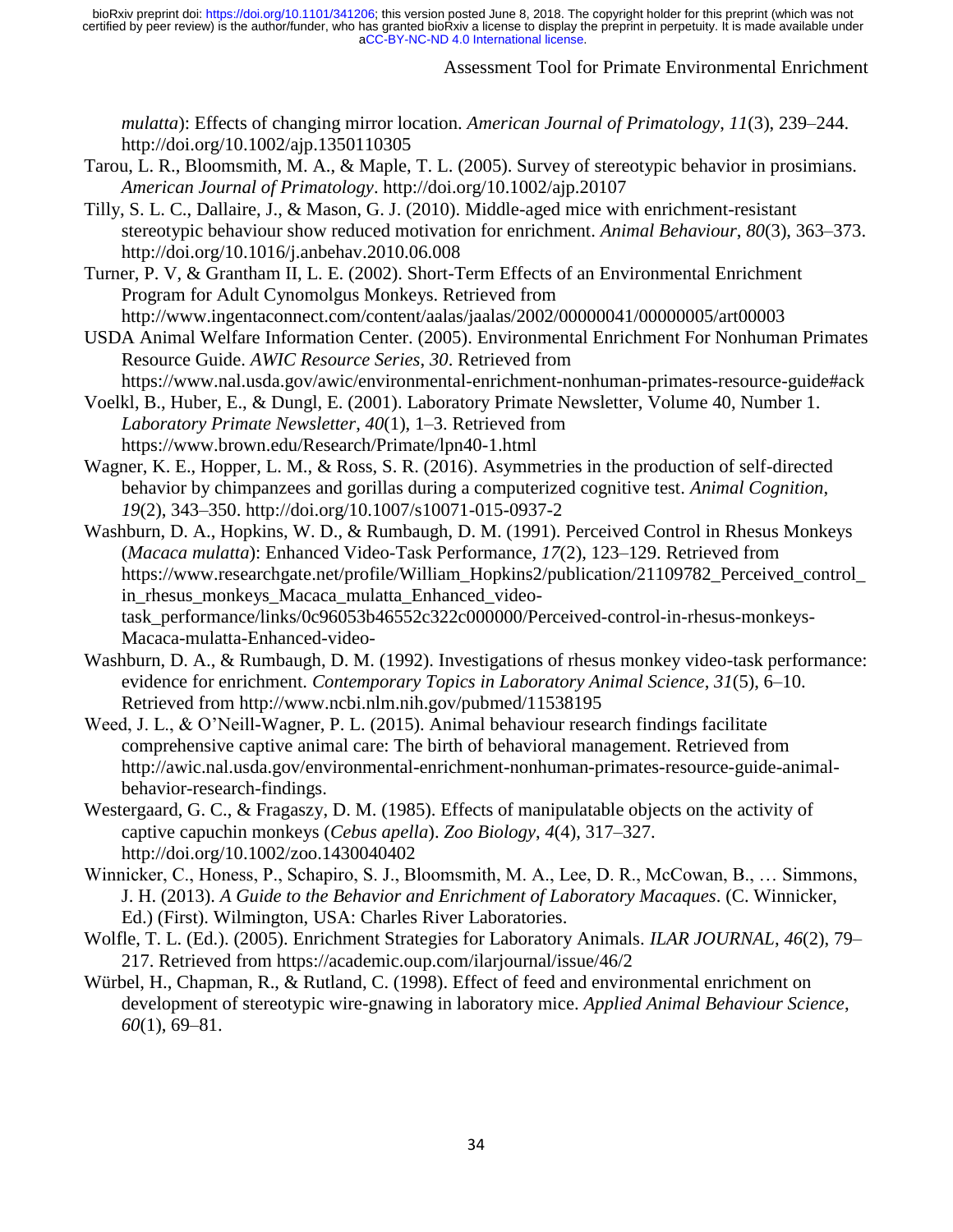*mulatta*): Effects of changing mirror location. *American Journal of Primatology*, *11*(3), 239–244. http://doi.org/10.1002/ajp.1350110305

Tarou, L. R., Bloomsmith, M. A., & Maple, T. L. (2005). Survey of stereotypic behavior in prosimians. *American Journal of Primatology*. http://doi.org/10.1002/ajp.20107

Tilly, S. L. C., Dallaire, J., & Mason, G. J. (2010). Middle-aged mice with enrichment-resistant stereotypic behaviour show reduced motivation for enrichment. *Animal Behaviour*, *80*(3), 363–373. http://doi.org/10.1016/j.anbehav.2010.06.008

Turner, P. V, & Grantham II, L. E. (2002). Short-Term Effects of an Environmental Enrichment Program for Adult Cynomolgus Monkeys. Retrieved from http://www.ingentaconnect.com/content/aalas/jaalas/2002/00000041/00000005/art00003

USDA Animal Welfare Information Center. (2005). Environmental Enrichment For Nonhuman Primates Resource Guide. *AWIC Resource Series*, *30*. Retrieved from https://www.nal.usda.gov/awic/environmental-enrichment-nonhuman-primates-resource-guide#ack

Voelkl, B., Huber, E., & Dungl, E. (2001). Laboratory Primate Newsletter, Volume 40, Number 1. *Laboratory Primate Newsletter*, *40*(1), 1–3. Retrieved from https://www.brown.edu/Research/Primate/lpn40-1.html

Wagner, K. E., Hopper, L. M., & Ross, S. R. (2016). Asymmetries in the production of self-directed behavior by chimpanzees and gorillas during a computerized cognitive test. *Animal Cognition*, *19*(2), 343–350. http://doi.org/10.1007/s10071-015-0937-2

Washburn, D. A., Hopkins, W. D., & Rumbaugh, D. M. (1991). Perceived Control in Rhesus Monkeys (*Macaca mulatta*): Enhanced Video-Task Performance, *17*(2), 123–129. Retrieved from https://www.researchgate.net/profile/William_Hopkins2/publication/21109782_Perceived_control_in_rhesus_monkeys_Macaca_mulatta_Enhanced_video-task_performance/links/0c96053b46552c322c000000/Perceived-control-in-rhesus-monkeys-Macaca-mulatta-Enhanced-video-

Washburn, D. A., & Rumbaugh, D. M. (1992). Investigations of rhesus monkey video-task performance: evidence for enrichment. *Contemporary Topics in Laboratory Animal Science*, *31*(5), 6–10. Retrieved from http://www.ncbi.nlm.nih.gov/pubmed/11538195

Weed, J. L., & O'Neill-Wagner, P. L. (2015). Animal behaviour research findings facilitate comprehensive captive animal care: The birth of behavioral management. Retrieved from http://awic.nal.usda.gov/environmental-enrichment-nonhuman-primates-resource-guide-animal-behavior-research-findings.

Westergaard, G. C., & Fragaszy, D. M. (1985). Effects of manipulatable objects on the activity of captive capuchin monkeys (*Cebus apella*). *Zoo Biology*, *4*(4), 317–327. http://doi.org/10.1002/zoo.1430040402

Winnicker, C., Honess, P., Schapiro, S. J., Bloomsmith, M. A., Lee, D. R., McCowan, B., … Simmons, J. H. (2013). *A Guide to the Behavior and Enrichment of Laboratory Macaques*. (C. Winnicker, Ed.) (First). Wilmington, USA: Charles River Laboratories.

Wolfle, T. L. (Ed.). (2005). Enrichment Strategies for Laboratory Animals. *ILAR JOURNAL*, *46*(2), 79–217. Retrieved from https://academic.oup.com/ilarjournal/issue/46/2

Würbel, H., Chapman, R., & Rutland, C. (1998). Effect of feed and environmental enrichment on development of stereotypic wire-gnawing in laboratory mice. *Applied Animal Behaviour Science*, *60*(1), 69–81.